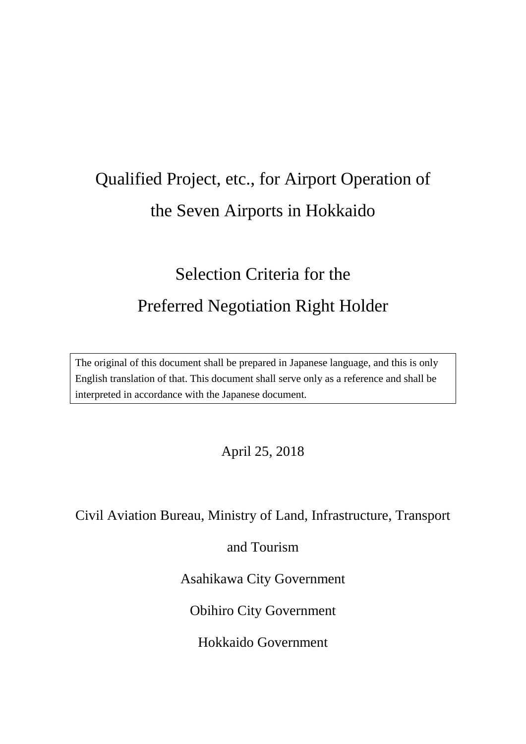# Qualified Project, etc., for Airport Operation of the Seven Airports in Hokkaido

# Selection Criteria for the Preferred Negotiation Right Holder

The original of this document shall be prepared in Japanese language, and this is only English translation of that. This document shall serve only as a reference and shall be interpreted in accordance with the Japanese document.

April 25, 2018

Civil Aviation Bureau, Ministry of Land, Infrastructure, Transport and Tourism

Asahikawa City Government

Obihiro City Government

Hokkaido Government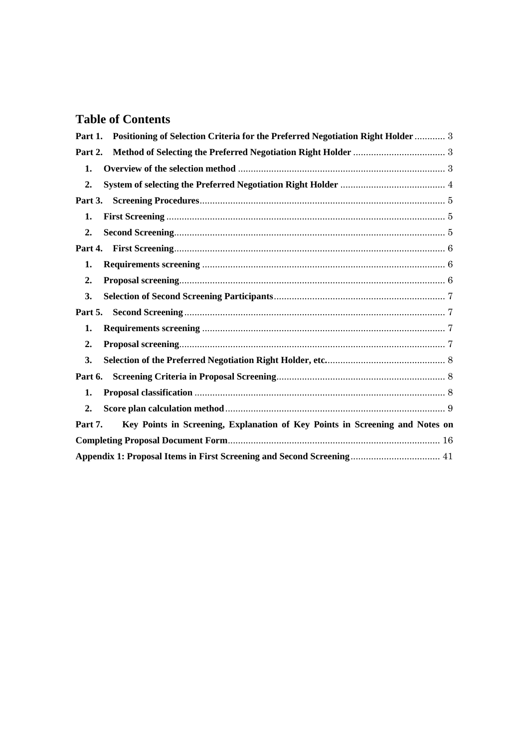# Table of Contents

**Part 1. Positioning of Selection Criteria for the Preferred Negotiation Right Holder** ............ 3

**Part 2. Method of Selecting the Preferred Negotiation Right Holder** .................................... 3

- **1. Overview of the selection method** ................................................................................ 3
- **2. System of selecting the Preferred Negotiation Right Holder** ......................................... 4

**Part 3. Screening Procedures**................................................................................................ 5

- **1. First Screening** ............................................................................................................ 5
- **2. Second Screening**......................................................................................................... 5

**Part 4. First Screening**.......................................................................................................... 6

- **1. Requirements screening** .............................................................................................. 6
- **2. Proposal screening**....................................................................................................... 6
- **3. Selection of Second Screening Participants**.................................................................. 7

**Part 5. Second Screening**...................................................................................................... 7

- **1. Requirements screening** .............................................................................................. 7
- **2. Proposal screening**....................................................................................................... 7
- **3. Selection of the Preferred Negotiation Right Holder, etc.**.............................................. 8

**Part 6. Screening Criteria in Proposal Screening**.................................................................. 8

- **1. Proposal classification** ................................................................................................. 8
- **2. Score plan calculation method**..................................................................................... 9

**Part 7. Key Points in Screening, Explanation of Key Points in Screening and Notes on Completing Proposal Document Form**.................................................................................. 16

**Appendix 1: Proposal Items in First Screening and Second Screening**................................... 41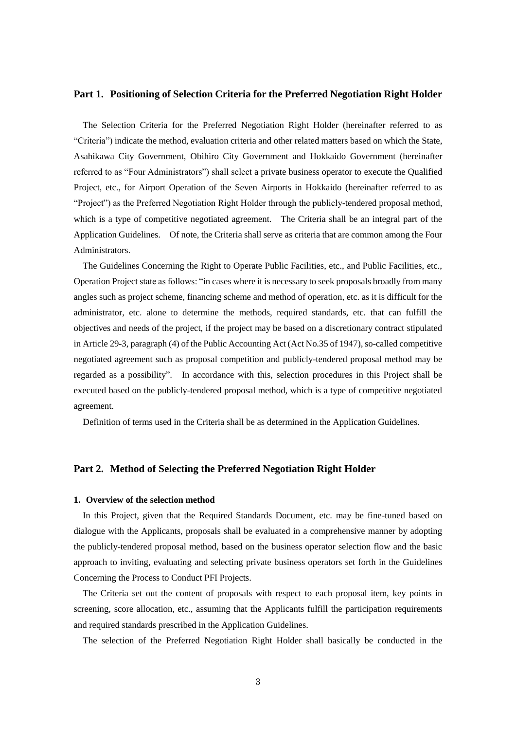## Part 1. Positioning of Selection Criteria for the Preferred Negotiation Right Holder

The Selection Criteria for the Preferred Negotiation Right Holder (hereinafter referred to as "Criteria") indicate the method, evaluation criteria and other related matters based on which the State, Asahikawa City Government, Obihiro City Government and Hokkaido Government (hereinafter referred to as "Four Administrators") shall select a private business operator to execute the Qualified Project, etc., for Airport Operation of the Seven Airports in Hokkaido (hereinafter referred to as "Project") as the Preferred Negotiation Right Holder through the publicly-tendered proposal method, which is a type of competitive negotiated agreement. The Criteria shall be an integral part of the Application Guidelines. Of note, the Criteria shall serve as criteria that are common among the Four Administrators.

The Guidelines Concerning the Right to Operate Public Facilities, etc., and Public Facilities, etc., Operation Project state as follows: "in cases where it is necessary to seek proposals broadly from many angles such as project scheme, financing scheme and method of operation, etc. as it is difficult for the administrator, etc. alone to determine the methods, required standards, etc. that can fulfill the objectives and needs of the project, if the project may be based on a discretionary contract stipulated in Article 29-3, paragraph (4) of the Public Accounting Act (Act No.35 of 1947), so-called competitive negotiated agreement such as proposal competition and publicly-tendered proposal method may be regarded as a possibility". In accordance with this, selection procedures in this Project shall be executed based on the publicly-tendered proposal method, which is a type of competitive negotiated agreement.

Definition of terms used in the Criteria shall be as determined in the Application Guidelines.

## Part 2. Method of Selecting the Preferred Negotiation Right Holder

### 1. Overview of the selection method

In this Project, given that the Required Standards Document, etc. may be fine-tuned based on dialogue with the Applicants, proposals shall be evaluated in a comprehensive manner by adopting the publicly-tendered proposal method, based on the business operator selection flow and the basic approach to inviting, evaluating and selecting private business operators set forth in the Guidelines Concerning the Process to Conduct PFI Projects.

The Criteria set out the content of proposals with respect to each proposal item, key points in screening, score allocation, etc., assuming that the Applicants fulfill the participation requirements and required standards prescribed in the Application Guidelines.

The selection of the Preferred Negotiation Right Holder shall basically be conducted in the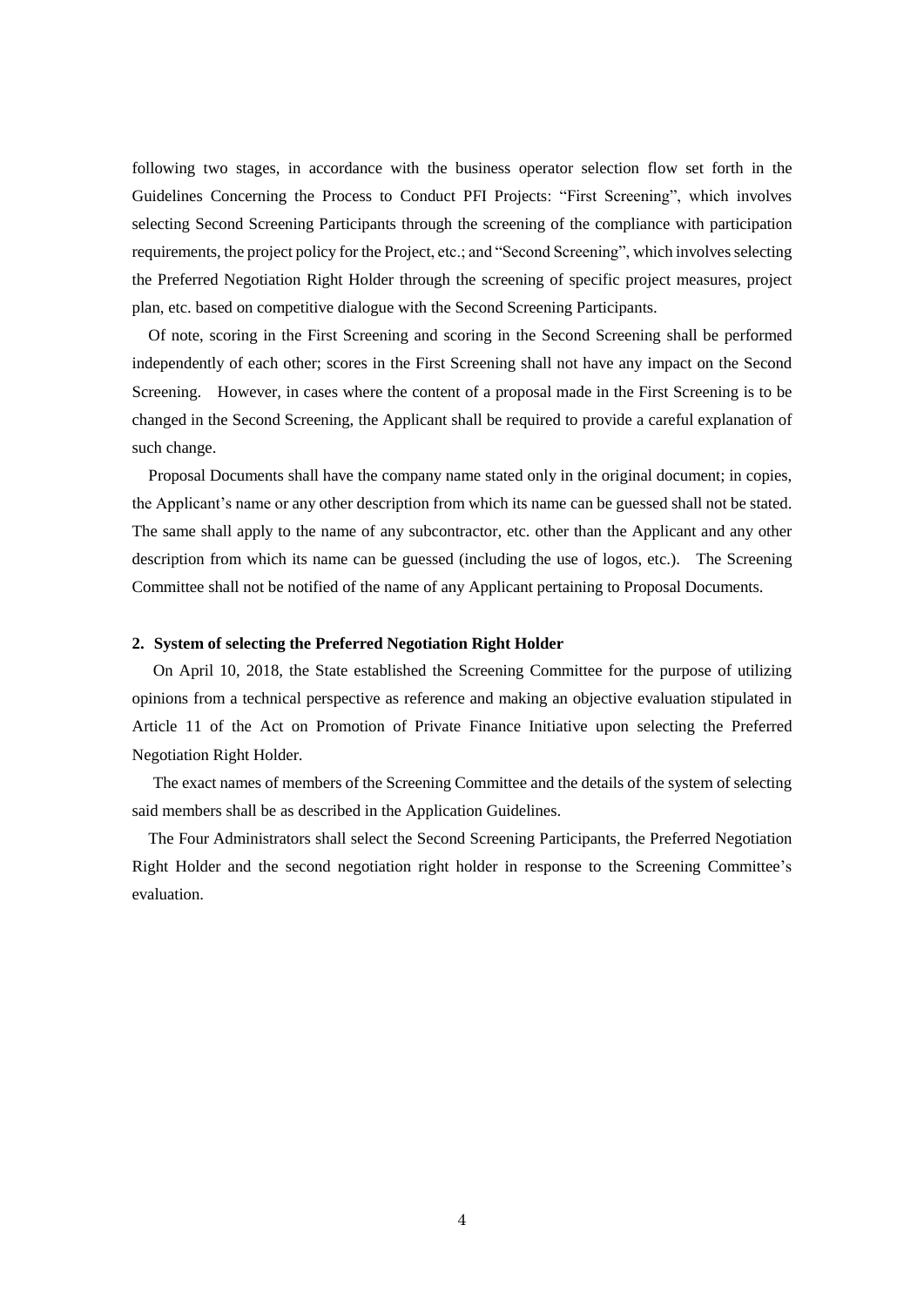following two stages, in accordance with the business operator selection flow set forth in the Guidelines Concerning the Process to Conduct PFI Projects: "First Screening", which involves selecting Second Screening Participants through the screening of the compliance with participation requirements, the project policy for the Project, etc.; and "Second Screening", which involves selecting the Preferred Negotiation Right Holder through the screening of specific project measures, project plan, etc. based on competitive dialogue with the Second Screening Participants.

Of note, scoring in the First Screening and scoring in the Second Screening shall be performed independently of each other; scores in the First Screening shall not have any impact on the Second Screening. However, in cases where the content of a proposal made in the First Screening is to be changed in the Second Screening, the Applicant shall be required to provide a careful explanation of such change.

Proposal Documents shall have the company name stated only in the original document; in copies, the Applicant's name or any other description from which its name can be guessed shall not be stated. The same shall apply to the name of any subcontractor, etc. other than the Applicant and any other description from which its name can be guessed (including the use of logos, etc.). The Screening Committee shall not be notified of the name of any Applicant pertaining to Proposal Documents.

**2. System of selecting the Preferred Negotiation Right Holder**

On April 10, 2018, the State established the Screening Committee for the purpose of utilizing opinions from a technical perspective as reference and making an objective evaluation stipulated in Article 11 of the Act on Promotion of Private Finance Initiative upon selecting the Preferred Negotiation Right Holder.

The exact names of members of the Screening Committee and the details of the system of selecting said members shall be as described in the Application Guidelines.

The Four Administrators shall select the Second Screening Participants, the Preferred Negotiation Right Holder and the second negotiation right holder in response to the Screening Committee's evaluation.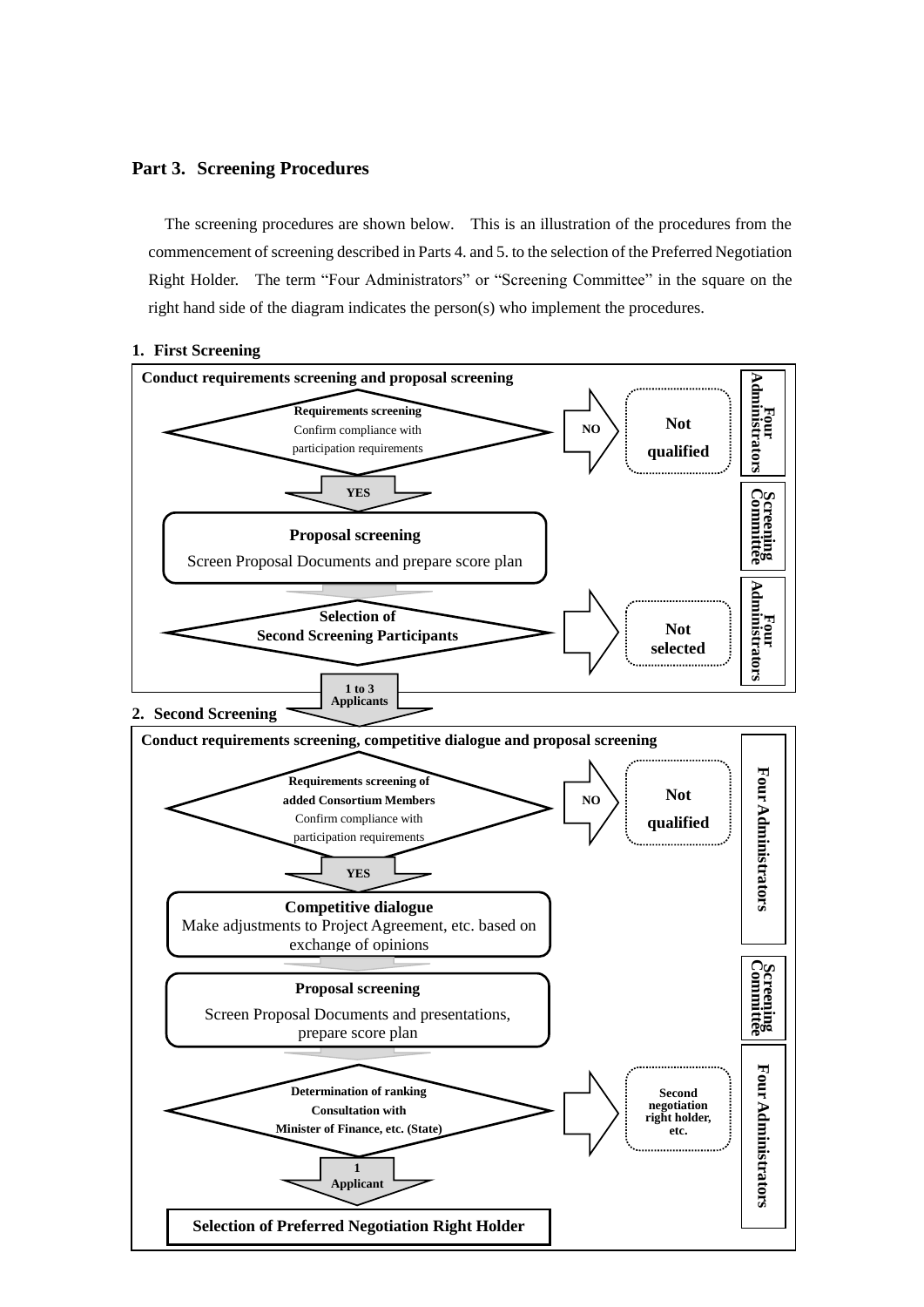## Part 3. Screening Procedures

The screening procedures are shown below. This is an illustration of the procedures from the commencement of screening described in Parts 4. and 5. to the selection of the Preferred Negotiation Right Holder. The term "Four Administrators" or "Screening Committee" in the square on the right hand side of the diagram indicates the person(s) who implement the procedures.

### 1. First Screening

**Conduct requirements screening and proposal screening**

**Requirements screening**
Confirm compliance with participation requirements
→ NO → **Not qualified**
(Four Administrators)

↓ **YES**

**Proposal screening**
Screen Proposal Documents and prepare score plan
(Screening Committee)

↓

**Selection of Second Screening Participants**
→ **Not selected**
(Four Administrators)

↓ **1 to 3 Applicants**

### 2. Second Screening

**Conduct requirements screening, competitive dialogue and proposal screening**

**Requirements screening of added Consortium Members**
Confirm compliance with participation requirements
→ NO → **Not qualified**

↓ **YES**

**Competitive dialogue**
Make adjustments to Project Agreement, etc. based on exchange of opinions
(Four Administrators)

↓

**Proposal screening**
Screen Proposal Documents and presentations, prepare score plan
(Screening Committee)

↓

**Determination of ranking**
**Consultation with Minister of Finance, etc. (State)**
→ **Second negotiation right holder, etc.**
(Four Administrators)

↓ **1 Applicant**

**Selection of Preferred Negotiation Right Holder**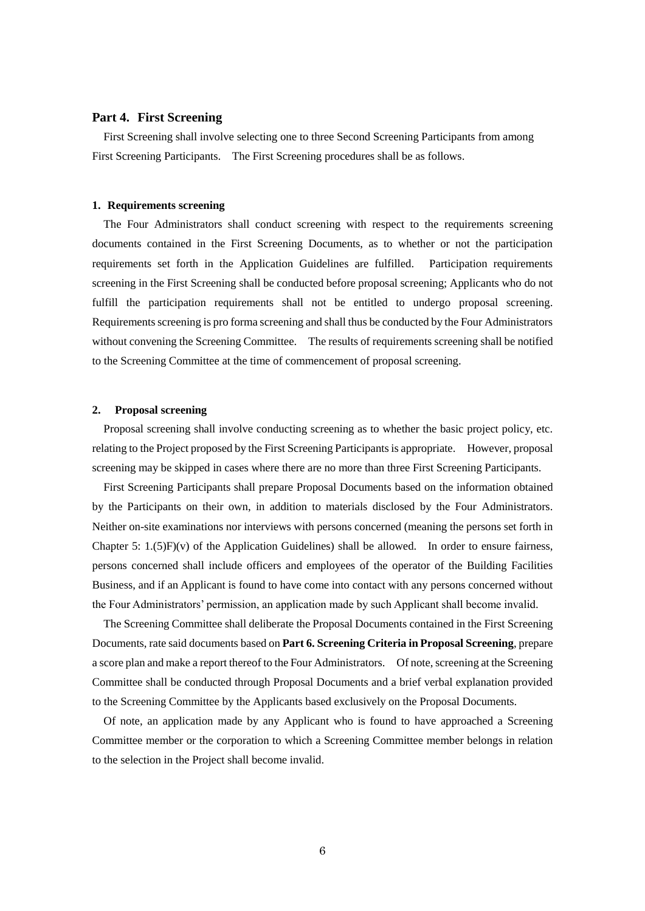## Part 4. First Screening

First Screening shall involve selecting one to three Second Screening Participants from among First Screening Participants. The First Screening procedures shall be as follows.

### 1. Requirements screening

The Four Administrators shall conduct screening with respect to the requirements screening documents contained in the First Screening Documents, as to whether or not the participation requirements set forth in the Application Guidelines are fulfilled. Participation requirements screening in the First Screening shall be conducted before proposal screening; Applicants who do not fulfill the participation requirements shall not be entitled to undergo proposal screening. Requirements screening is pro forma screening and shall thus be conducted by the Four Administrators without convening the Screening Committee. The results of requirements screening shall be notified to the Screening Committee at the time of commencement of proposal screening.

### 2. Proposal screening

Proposal screening shall involve conducting screening as to whether the basic project policy, etc. relating to the Project proposed by the First Screening Participants is appropriate. However, proposal screening may be skipped in cases where there are no more than three First Screening Participants.

First Screening Participants shall prepare Proposal Documents based on the information obtained by the Participants on their own, in addition to materials disclosed by the Four Administrators. Neither on-site examinations nor interviews with persons concerned (meaning the persons set forth in Chapter 5: 1.(5)F)(v) of the Application Guidelines) shall be allowed. In order to ensure fairness, persons concerned shall include officers and employees of the operator of the Building Facilities Business, and if an Applicant is found to have come into contact with any persons concerned without the Four Administrators' permission, an application made by such Applicant shall become invalid.

The Screening Committee shall deliberate the Proposal Documents contained in the First Screening Documents, rate said documents based on **Part 6. Screening Criteria in Proposal Screening**, prepare a score plan and make a report thereof to the Four Administrators. Of note, screening at the Screening Committee shall be conducted through Proposal Documents and a brief verbal explanation provided to the Screening Committee by the Applicants based exclusively on the Proposal Documents.

Of note, an application made by any Applicant who is found to have approached a Screening Committee member or the corporation to which a Screening Committee member belongs in relation to the selection in the Project shall become invalid.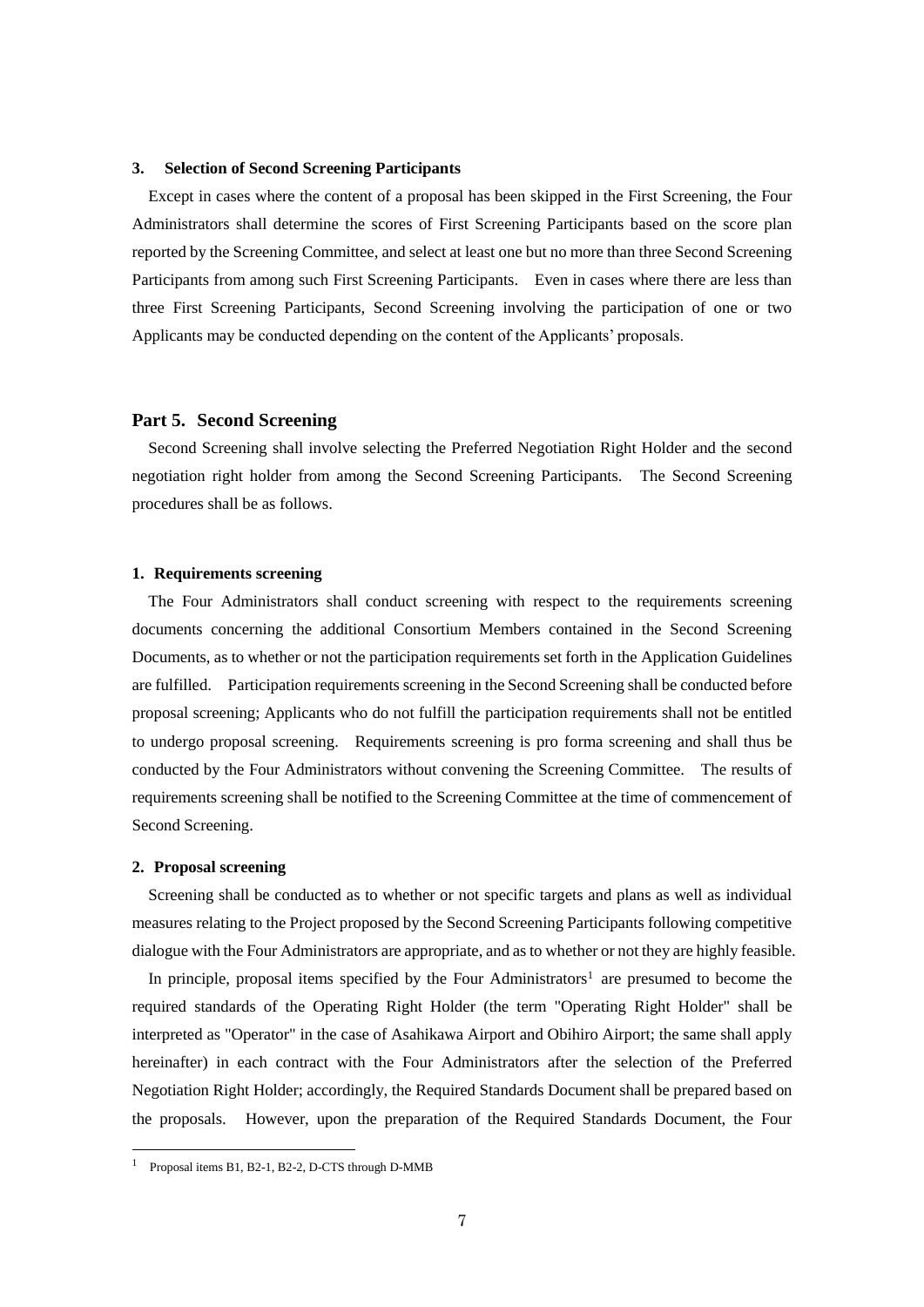### 3. Selection of Second Screening Participants

Except in cases where the content of a proposal has been skipped in the First Screening, the Four Administrators shall determine the scores of First Screening Participants based on the score plan reported by the Screening Committee, and select at least one but no more than three Second Screening Participants from among such First Screening Participants. Even in cases where there are less than three First Screening Participants, Second Screening involving the participation of one or two Applicants may be conducted depending on the content of the Applicants' proposals.

## Part 5. Second Screening

Second Screening shall involve selecting the Preferred Negotiation Right Holder and the second negotiation right holder from among the Second Screening Participants. The Second Screening procedures shall be as follows.

### 1. Requirements screening

The Four Administrators shall conduct screening with respect to the requirements screening documents concerning the additional Consortium Members contained in the Second Screening Documents, as to whether or not the participation requirements set forth in the Application Guidelines are fulfilled. Participation requirements screening in the Second Screening shall be conducted before proposal screening; Applicants who do not fulfill the participation requirements shall not be entitled to undergo proposal screening. Requirements screening is pro forma screening and shall thus be conducted by the Four Administrators without convening the Screening Committee. The results of requirements screening shall be notified to the Screening Committee at the time of commencement of Second Screening.

### 2. Proposal screening

Screening shall be conducted as to whether or not specific targets and plans as well as individual measures relating to the Project proposed by the Second Screening Participants following competitive dialogue with the Four Administrators are appropriate, and as to whether or not they are highly feasible.

In principle, proposal items specified by the Four Administrators[1] are presumed to become the required standards of the Operating Right Holder (the term "Operating Right Holder" shall be interpreted as "Operator" in the case of Asahikawa Airport and Obihiro Airport; the same shall apply hereinafter) in each contract with the Four Administrators after the selection of the Preferred Negotiation Right Holder; accordingly, the Required Standards Document shall be prepared based on the proposals. However, upon the preparation of the Required Standards Document, the Four

[1] Proposal items B1, B2-1, B2-2, D-CTS through D-MMB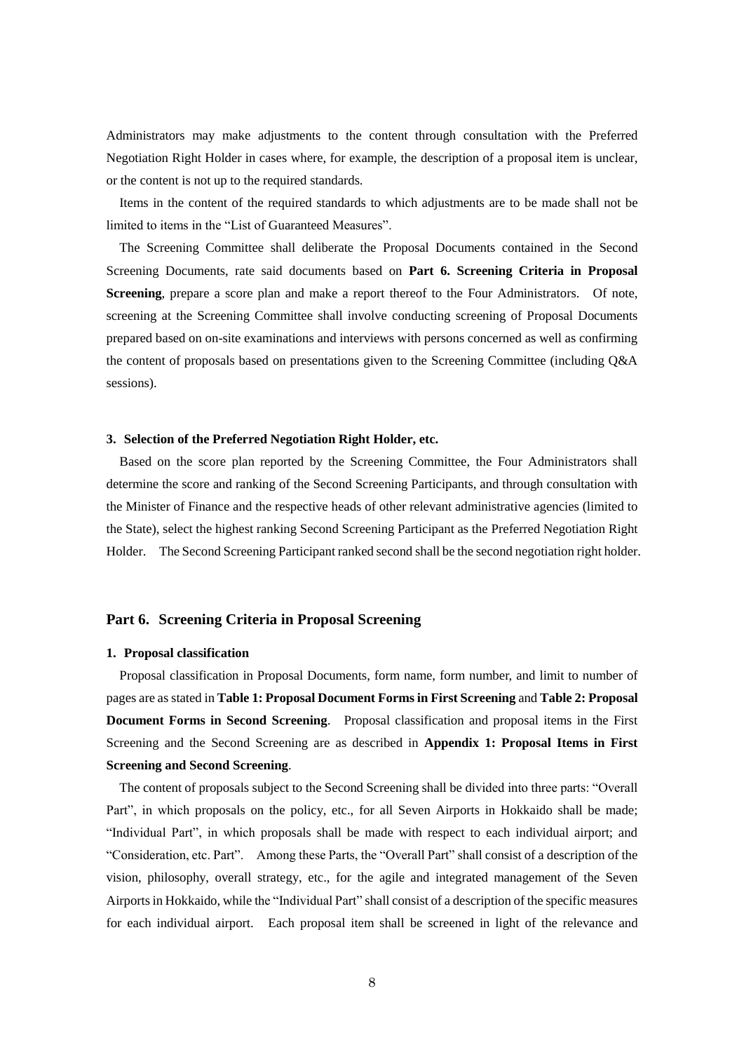Administrators may make adjustments to the content through consultation with the Preferred Negotiation Right Holder in cases where, for example, the description of a proposal item is unclear, or the content is not up to the required standards.

Items in the content of the required standards to which adjustments are to be made shall not be limited to items in the "List of Guaranteed Measures".

The Screening Committee shall deliberate the Proposal Documents contained in the Second Screening Documents, rate said documents based on **Part 6. Screening Criteria in Proposal Screening**, prepare a score plan and make a report thereof to the Four Administrators. Of note, screening at the Screening Committee shall involve conducting screening of Proposal Documents prepared based on on-site examinations and interviews with persons concerned as well as confirming the content of proposals based on presentations given to the Screening Committee (including Q&A sessions).

#### 3. Selection of the Preferred Negotiation Right Holder, etc.

Based on the score plan reported by the Screening Committee, the Four Administrators shall determine the score and ranking of the Second Screening Participants, and through consultation with the Minister of Finance and the respective heads of other relevant administrative agencies (limited to the State), select the highest ranking Second Screening Participant as the Preferred Negotiation Right Holder. The Second Screening Participant ranked second shall be the second negotiation right holder.

## Part 6. Screening Criteria in Proposal Screening

#### 1. Proposal classification

Proposal classification in Proposal Documents, form name, form number, and limit to number of pages are as stated in **Table 1: Proposal Document Forms in First Screening** and **Table 2: Proposal Document Forms in Second Screening**. Proposal classification and proposal items in the First Screening and the Second Screening are as described in **Appendix 1: Proposal Items in First Screening and Second Screening**.

The content of proposals subject to the Second Screening shall be divided into three parts: "Overall Part", in which proposals on the policy, etc., for all Seven Airports in Hokkaido shall be made; "Individual Part", in which proposals shall be made with respect to each individual airport; and "Consideration, etc. Part". Among these Parts, the "Overall Part" shall consist of a description of the vision, philosophy, overall strategy, etc., for the agile and integrated management of the Seven Airports in Hokkaido, while the "Individual Part" shall consist of a description of the specific measures for each individual airport. Each proposal item shall be screened in light of the relevance and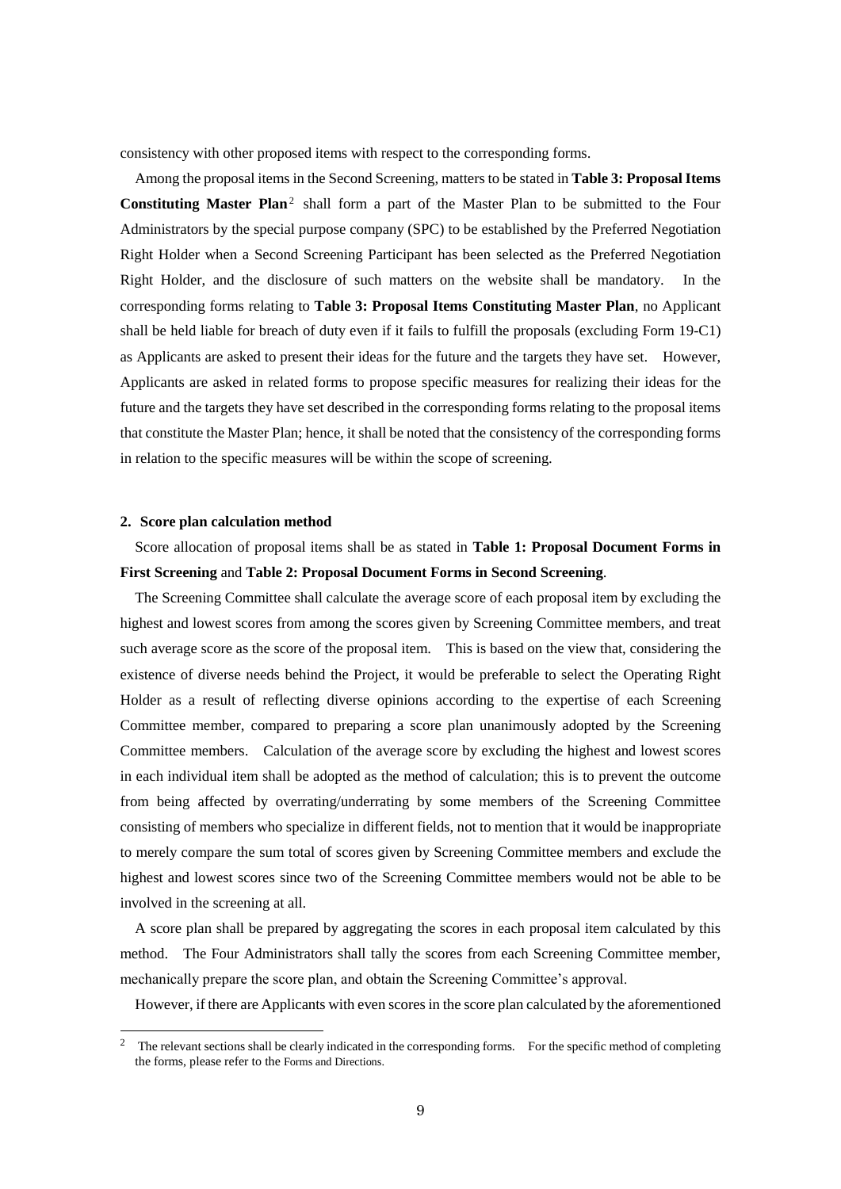consistency with other proposed items with respect to the corresponding forms.

Among the proposal items in the Second Screening, matters to be stated in **Table 3: Proposal Items Constituting Master Plan**[2] shall form a part of the Master Plan to be submitted to the Four Administrators by the special purpose company (SPC) to be established by the Preferred Negotiation Right Holder when a Second Screening Participant has been selected as the Preferred Negotiation Right Holder, and the disclosure of such matters on the website shall be mandatory. In the corresponding forms relating to **Table 3: Proposal Items Constituting Master Plan**, no Applicant shall be held liable for breach of duty even if it fails to fulfill the proposals (excluding Form 19-C1) as Applicants are asked to present their ideas for the future and the targets they have set. However, Applicants are asked in related forms to propose specific measures for realizing their ideas for the future and the targets they have set described in the corresponding forms relating to the proposal items that constitute the Master Plan; hence, it shall be noted that the consistency of the corresponding forms in relation to the specific measures will be within the scope of screening.

## 2. Score plan calculation method

Score allocation of proposal items shall be as stated in **Table 1: Proposal Document Forms in First Screening** and **Table 2: Proposal Document Forms in Second Screening**.

The Screening Committee shall calculate the average score of each proposal item by excluding the highest and lowest scores from among the scores given by Screening Committee members, and treat such average score as the score of the proposal item. This is based on the view that, considering the existence of diverse needs behind the Project, it would be preferable to select the Operating Right Holder as a result of reflecting diverse opinions according to the expertise of each Screening Committee member, compared to preparing a score plan unanimously adopted by the Screening Committee members. Calculation of the average score by excluding the highest and lowest scores in each individual item shall be adopted as the method of calculation; this is to prevent the outcome from being affected by overrating/underrating by some members of the Screening Committee consisting of members who specialize in different fields, not to mention that it would be inappropriate to merely compare the sum total of scores given by Screening Committee members and exclude the highest and lowest scores since two of the Screening Committee members would not be able to be involved in the screening at all.

A score plan shall be prepared by aggregating the scores in each proposal item calculated by this method. The Four Administrators shall tally the scores from each Screening Committee member, mechanically prepare the score plan, and obtain the Screening Committee's approval.

However, if there are Applicants with even scores in the score plan calculated by the aforementioned

---

[2] The relevant sections shall be clearly indicated in the corresponding forms. For the specific method of completing the forms, please refer to the Forms and Directions.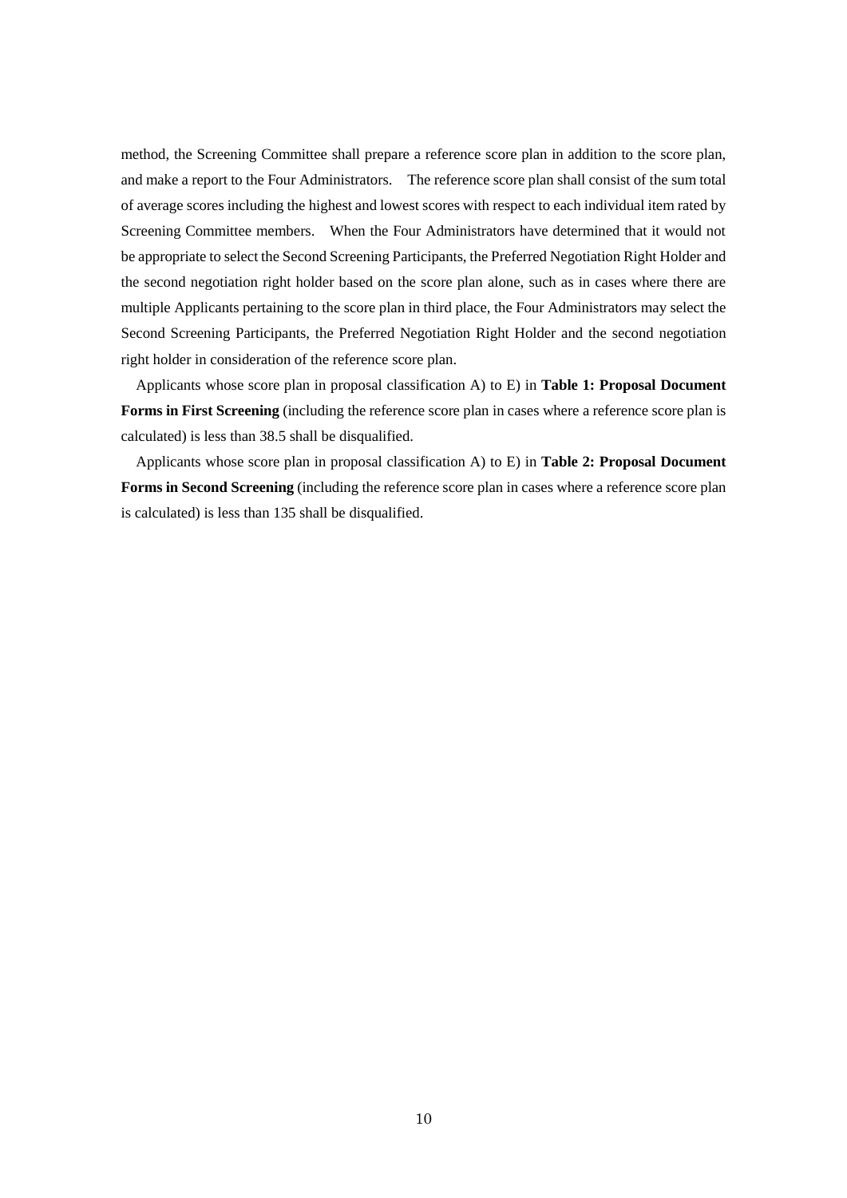method, the Screening Committee shall prepare a reference score plan in addition to the score plan, and make a report to the Four Administrators. The reference score plan shall consist of the sum total of average scores including the highest and lowest scores with respect to each individual item rated by Screening Committee members. When the Four Administrators have determined that it would not be appropriate to select the Second Screening Participants, the Preferred Negotiation Right Holder and the second negotiation right holder based on the score plan alone, such as in cases where there are multiple Applicants pertaining to the score plan in third place, the Four Administrators may select the Second Screening Participants, the Preferred Negotiation Right Holder and the second negotiation right holder in consideration of the reference score plan.

Applicants whose score plan in proposal classification A) to E) in **Table 1: Proposal Document Forms in First Screening** (including the reference score plan in cases where a reference score plan is calculated) is less than 38.5 shall be disqualified.

Applicants whose score plan in proposal classification A) to E) in **Table 2: Proposal Document Forms in Second Screening** (including the reference score plan in cases where a reference score plan is calculated) is less than 135 shall be disqualified.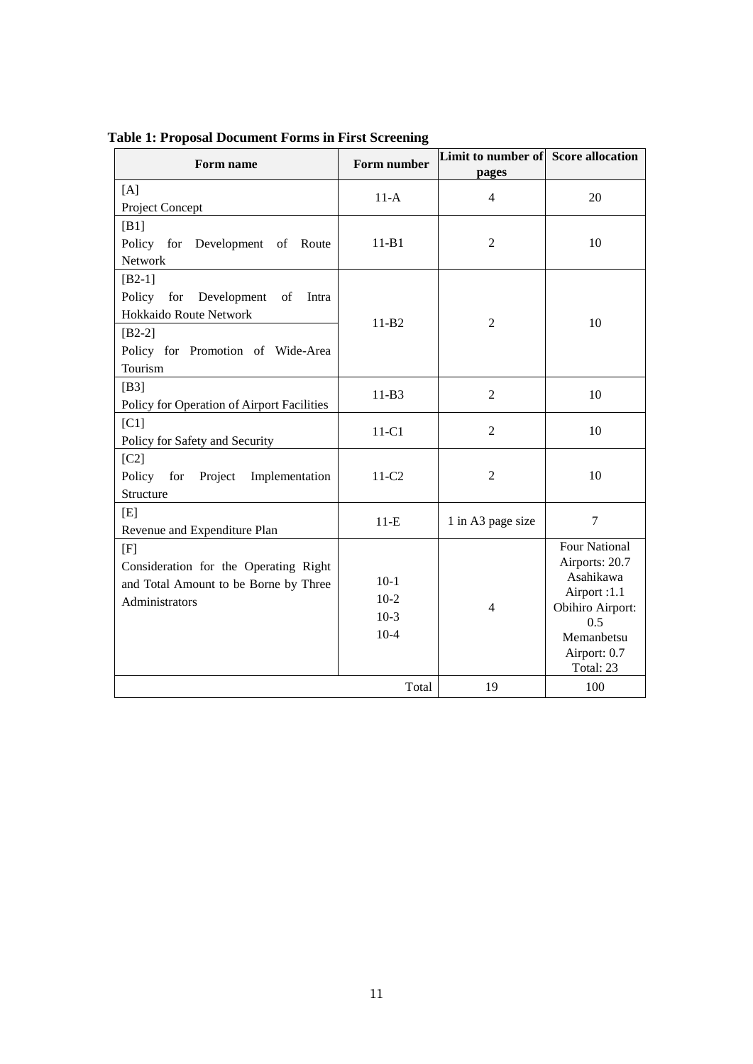**Table 1: Proposal Document Forms in First Screening**

| Form name | Form number | Limit to number of pages | Score allocation |
|---|---|---|---|
| [A] Project Concept | 11-A | 4 | 20 |
| [B1] Policy for Development of Route Network | 11-B1 | 2 | 10 |
| [B2-1] Policy for Development of Intra Hokkaido Route Network<br>[B2-2] Policy for Promotion of Wide-Area Tourism | 11-B2 | 2 | 10 |
| [B3] Policy for Operation of Airport Facilities | 11-B3 | 2 | 10 |
| [C1] Policy for Safety and Security | 11-C1 | 2 | 10 |
| [C2] Policy for Project Implementation Structure | 11-C2 | 2 | 10 |
| [E] Revenue and Expenditure Plan | 11-E | 1 in A3 page size | 7 |
| [F] Consideration for the Operating Right and Total Amount to be Borne by Three Administrators | 10-1<br>10-2<br>10-3<br>10-4 | 4 | Four National Airports: 20.7<br>Asahikawa Airport :1.1<br>Obihiro Airport: 0.5<br>Memanbetsu Airport: 0.7<br>Total: 23 |
| | Total | 19 | 100 |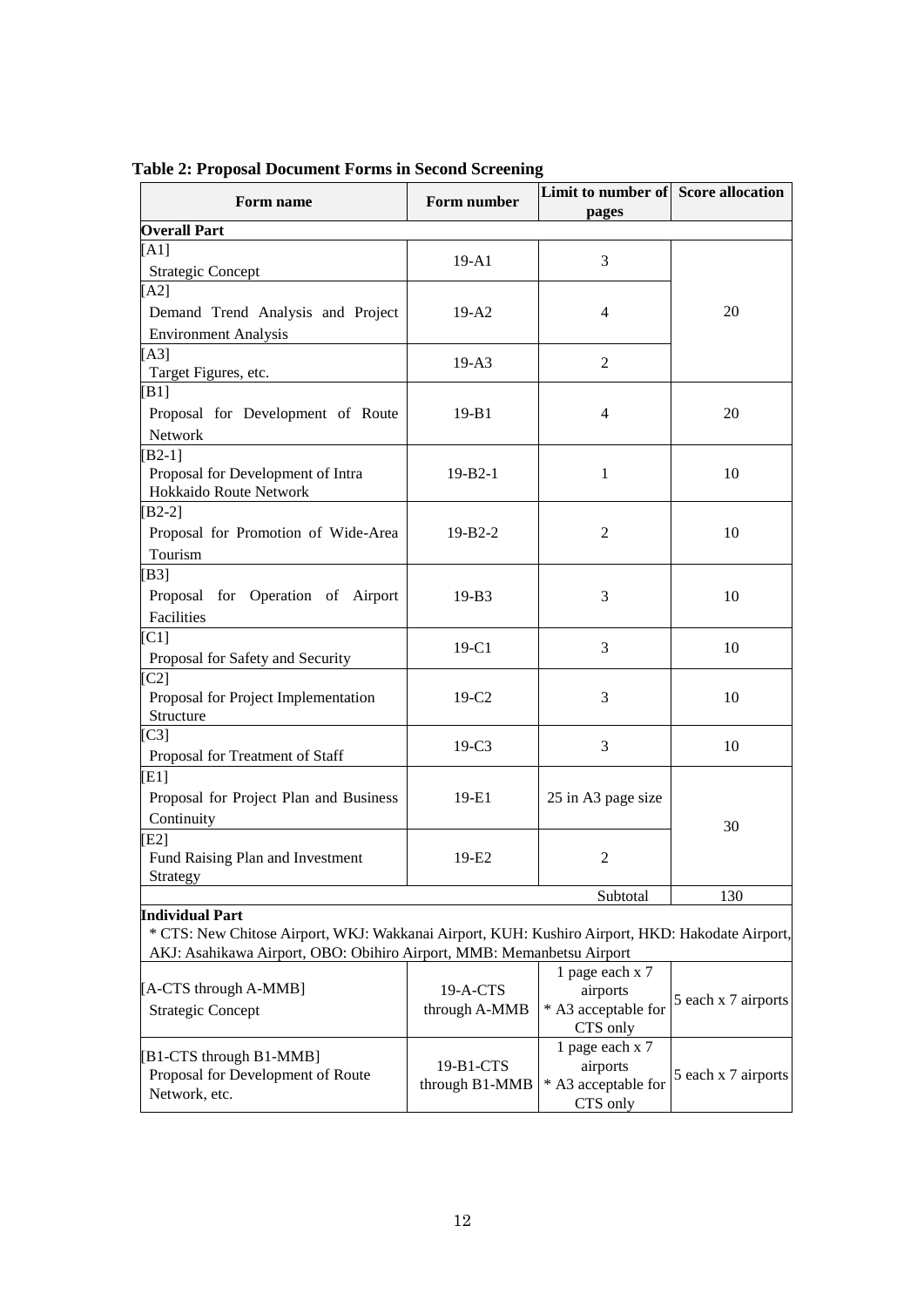**Table 2: Proposal Document Forms in Second Screening**

| Form name | Form number | Limit to number of pages | Score allocation |
|---|---|---|---|
| **Overall Part** | | | |
| [A1] Strategic Concept | 19-A1 | 3 | 20 |
| [A2] Demand Trend Analysis and Project Environment Analysis | 19-A2 | 4 | |
| [A3] Target Figures, etc. | 19-A3 | 2 | |
| [B1] Proposal for Development of Route Network | 19-B1 | 4 | 20 |
| [B2-1] Proposal for Development of Intra Hokkaido Route Network | 19-B2-1 | 1 | 10 |
| [B2-2] Proposal for Promotion of Wide-Area Tourism | 19-B2-2 | 2 | 10 |
| [B3] Proposal for Operation of Airport Facilities | 19-B3 | 3 | 10 |
| [C1] Proposal for Safety and Security | 19-C1 | 3 | 10 |
| [C2] Proposal for Project Implementation Structure | 19-C2 | 3 | 10 |
| [C3] Proposal for Treatment of Staff | 19-C3 | 3 | 10 |
| [E1] Proposal for Project Plan and Business Continuity | 19-E1 | 25 in A3 page size | 30 |
| [E2] Fund Raising Plan and Investment Strategy | 19-E2 | 2 | |
| | | Subtotal | 130 |
| **Individual Part** * CTS: New Chitose Airport, WKJ: Wakkanai Airport, KUH: Kushiro Airport, HKD: Hakodate Airport, AKJ: Asahikawa Airport, OBO: Obihiro Airport, MMB: Memanbetsu Airport | | | |
| [A-CTS through A-MMB] Strategic Concept | 19-A-CTS through A-MMB | 1 page each x 7 airports * A3 acceptable for CTS only | 5 each x 7 airports |
| [B1-CTS through B1-MMB] Proposal for Development of Route Network, etc. | 19-B1-CTS through B1-MMB | 1 page each x 7 airports * A3 acceptable for CTS only | 5 each x 7 airports |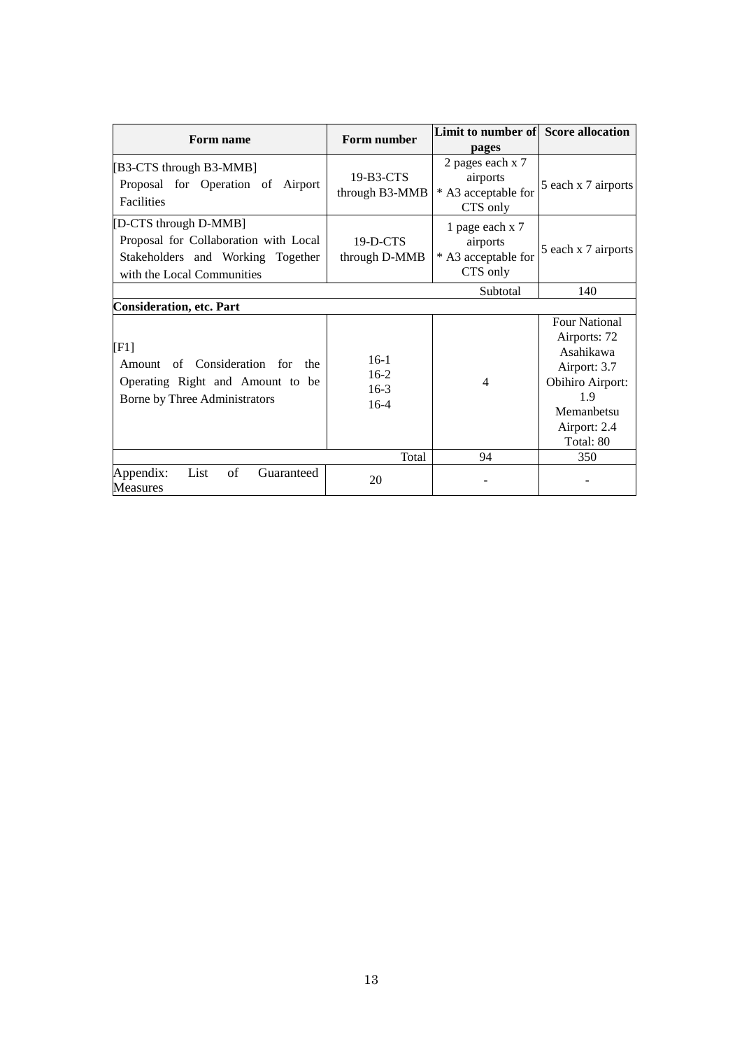| Form name | Form number | Limit to number of pages | Score allocation |
|---|---|---|---|
| [B3-CTS through B3-MMB] Proposal for Operation of Airport Facilities | 19-B3-CTS through B3-MMB | 2 pages each x 7 airports * A3 acceptable for CTS only | 5 each x 7 airports |
| [D-CTS through D-MMB] Proposal for Collaboration with Local Stakeholders and Working Together with the Local Communities | 19-D-CTS through D-MMB | 1 page each x 7 airports * A3 acceptable for CTS only | 5 each x 7 airports |
| | | Subtotal | 140 |
| **Consideration, etc. Part** | | | |
| [F1] Amount of Consideration for the Operating Right and Amount to be Borne by Three Administrators | 16-1<br>16-2<br>16-3<br>16-4 | 4 | Four National Airports: 72<br>Asahikawa Airport: 3.7<br>Obihiro Airport: 1.9<br>Memanbetsu Airport: 2.4<br>Total: 80 |
| | Total | 94 | 350 |
| Appendix: List of Guaranteed Measures | 20 | - | - |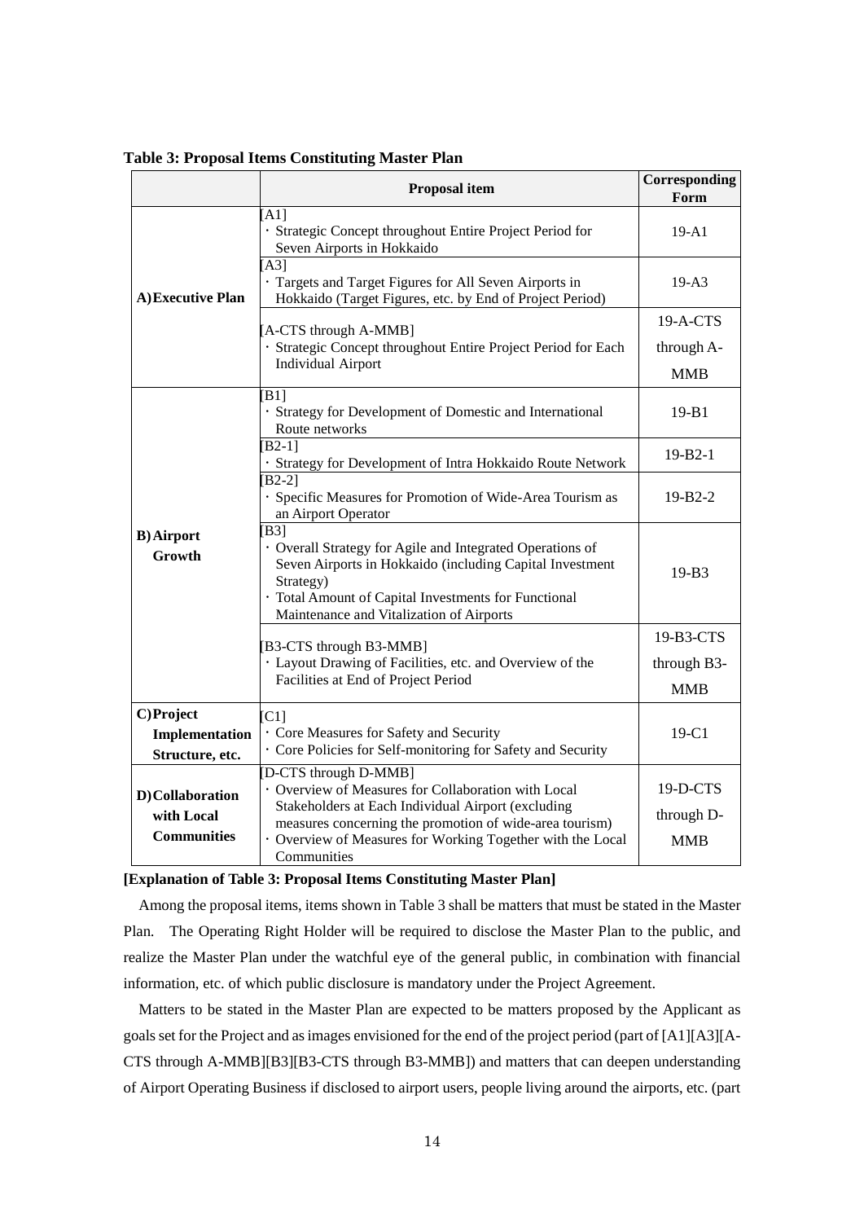**Table 3: Proposal Items Constituting Master Plan**

| | Proposal item | Corresponding Form |
|---|---|---|
| **A) Executive Plan** | [A1]<br>・Strategic Concept throughout Entire Project Period for Seven Airports in Hokkaido | 19-A1 |
| | [A3]<br>・Targets and Target Figures for All Seven Airports in Hokkaido (Target Figures, etc. by End of Project Period) | 19-A3 |
| | [A-CTS through A-MMB]<br>・Strategic Concept throughout Entire Project Period for Each Individual Airport | 19-A-CTS through A-MMB |
| **B) Airport Growth** | [B1]<br>・Strategy for Development of Domestic and International Route networks | 19-B1 |
| | [B2-1]<br>・Strategy for Development of Intra Hokkaido Route Network | 19-B2-1 |
| | [B2-2]<br>・Specific Measures for Promotion of Wide-Area Tourism as an Airport Operator | 19-B2-2 |
| | [B3]<br>・Overall Strategy for Agile and Integrated Operations of Seven Airports in Hokkaido (including Capital Investment Strategy)<br>・Total Amount of Capital Investments for Functional Maintenance and Vitalization of Airports | 19-B3 |
| | [B3-CTS through B3-MMB]<br>・Layout Drawing of Facilities, etc. and Overview of the Facilities at End of Project Period | 19-B3-CTS through B3-MMB |
| **C) Project Implementation Structure, etc.** | [C1]<br>・Core Measures for Safety and Security<br>・Core Policies for Self-monitoring for Safety and Security | 19-C1 |
| **D) Collaboration with Local Communities** | [D-CTS through D-MMB]<br>・Overview of Measures for Collaboration with Local Stakeholders at Each Individual Airport (excluding measures concerning the promotion of wide-area tourism)<br>・Overview of Measures for Working Together with the Local Communities | 19-D-CTS through D-MMB |

**[Explanation of Table 3: Proposal Items Constituting Master Plan]**

Among the proposal items, items shown in Table 3 shall be matters that must be stated in the Master Plan. The Operating Right Holder will be required to disclose the Master Plan to the public, and realize the Master Plan under the watchful eye of the general public, in combination with financial information, etc. of which public disclosure is mandatory under the Project Agreement.

Matters to be stated in the Master Plan are expected to be matters proposed by the Applicant as goals set for the Project and as images envisioned for the end of the project period (part of [A1][A3][A-CTS through A-MMB][B3][B3-CTS through B3-MMB]) and matters that can deepen understanding of Airport Operating Business if disclosed to airport users, people living around the airports, etc. (part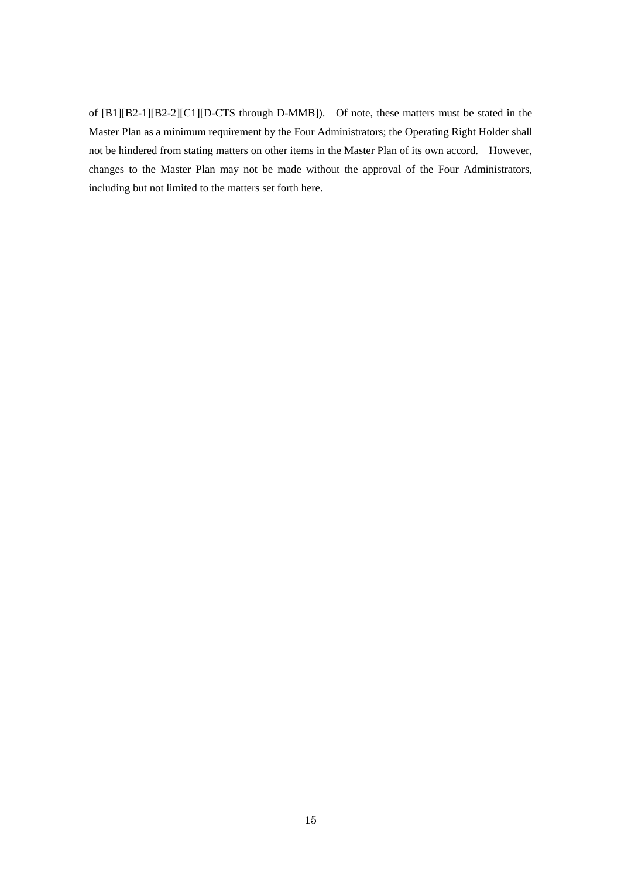of [B1][B2-1][B2-2][C1][D-CTS through D-MMB]). Of note, these matters must be stated in the Master Plan as a minimum requirement by the Four Administrators; the Operating Right Holder shall not be hindered from stating matters on other items in the Master Plan of its own accord. However, changes to the Master Plan may not be made without the approval of the Four Administrators, including but not limited to the matters set forth here.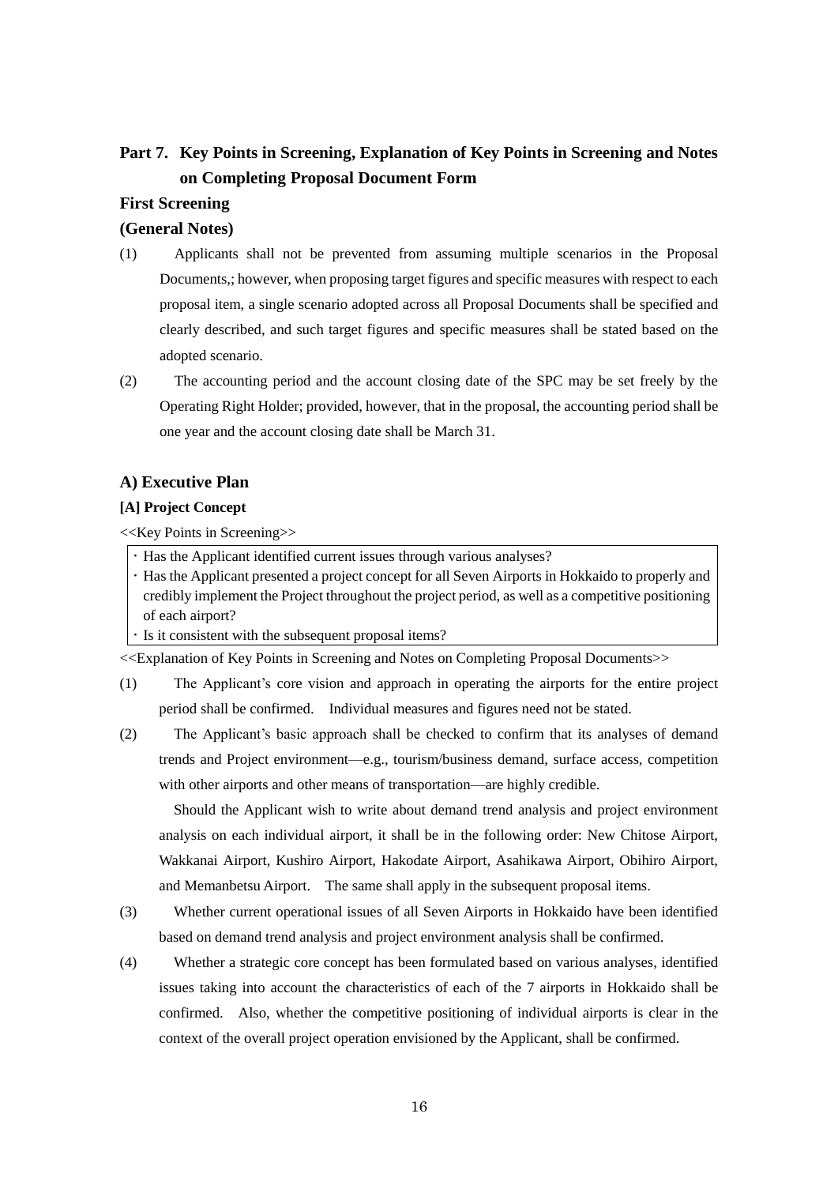## Part 7. Key Points in Screening, Explanation of Key Points in Screening and Notes on Completing Proposal Document Form

### First Screening

### (General Notes)

(1) Applicants shall not be prevented from assuming multiple scenarios in the Proposal Documents,; however, when proposing target figures and specific measures with respect to each proposal item, a single scenario adopted across all Proposal Documents shall be specified and clearly described, and such target figures and specific measures shall be stated based on the adopted scenario.

(2) The accounting period and the account closing date of the SPC may be set freely by the Operating Right Holder; provided, however, that in the proposal, the accounting period shall be one year and the account closing date shall be March 31.

### A) Executive Plan

#### [A] Project Concept

<<Key Points in Screening>>

- Has the Applicant identified current issues through various analyses?
- Has the Applicant presented a project concept for all Seven Airports in Hokkaido to properly and credibly implement the Project throughout the project period, as well as a competitive positioning of each airport?
- Is it consistent with the subsequent proposal items?

<<Explanation of Key Points in Screening and Notes on Completing Proposal Documents>>

(1) The Applicant's core vision and approach in operating the airports for the entire project period shall be confirmed. Individual measures and figures need not be stated.

(2) The Applicant's basic approach shall be checked to confirm that its analyses of demand trends and Project environment—e.g., tourism/business demand, surface access, competition with other airports and other means of transportation—are highly credible.

Should the Applicant wish to write about demand trend analysis and project environment analysis on each individual airport, it shall be in the following order: New Chitose Airport, Wakkanai Airport, Kushiro Airport, Hakodate Airport, Asahikawa Airport, Obihiro Airport, and Memanbetsu Airport. The same shall apply in the subsequent proposal items.

(3) Whether current operational issues of all Seven Airports in Hokkaido have been identified based on demand trend analysis and project environment analysis shall be confirmed.

(4) Whether a strategic core concept has been formulated based on various analyses, identified issues taking into account the characteristics of each of the 7 airports in Hokkaido shall be confirmed. Also, whether the competitive positioning of individual airports is clear in the context of the overall project operation envisioned by the Applicant, shall be confirmed.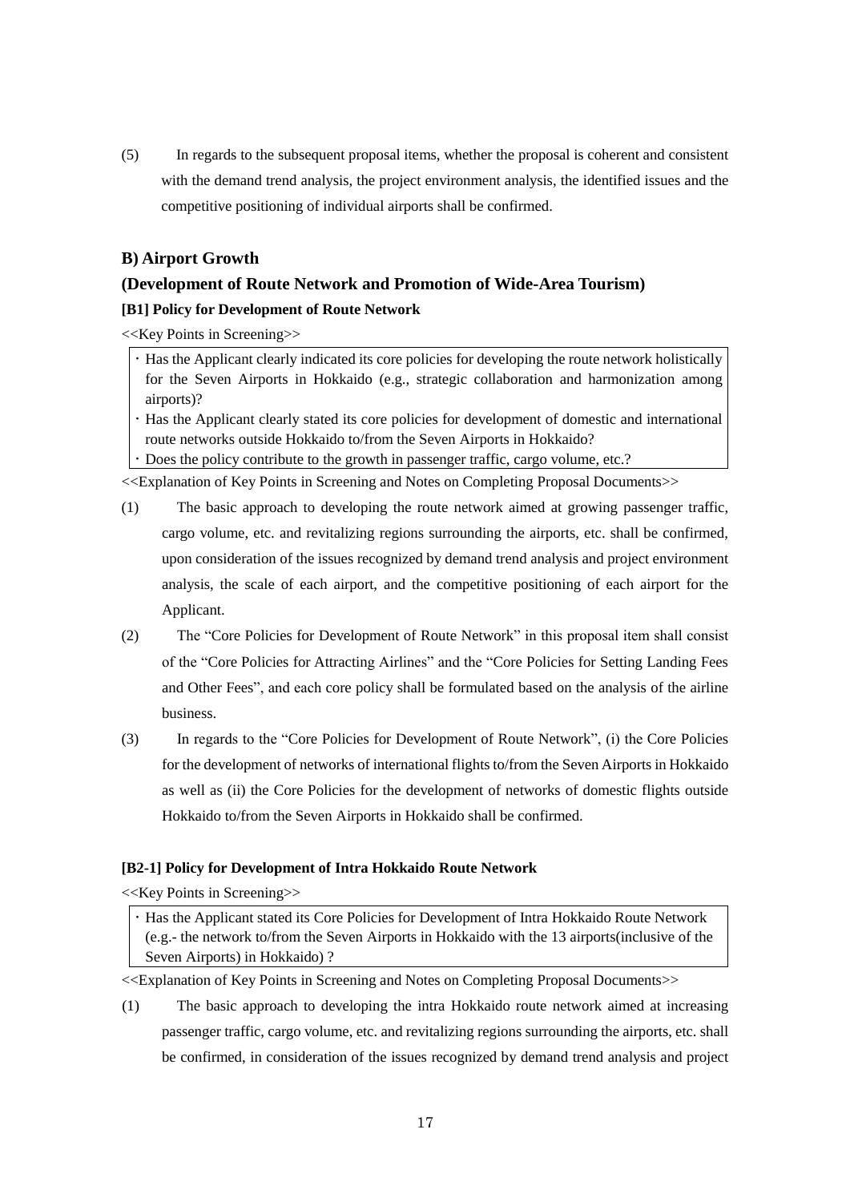(5) In regards to the subsequent proposal items, whether the proposal is coherent and consistent with the demand trend analysis, the project environment analysis, the identified issues and the competitive positioning of individual airports shall be confirmed.

### B) Airport Growth

### (Development of Route Network and Promotion of Wide-Area Tourism)

#### [B1] Policy for Development of Route Network

<<Key Points in Screening>>

- Has the Applicant clearly indicated its core policies for developing the route network holistically for the Seven Airports in Hokkaido (e.g., strategic collaboration and harmonization among airports)?
- Has the Applicant clearly stated its core policies for development of domestic and international route networks outside Hokkaido to/from the Seven Airports in Hokkaido?
- Does the policy contribute to the growth in passenger traffic, cargo volume, etc.?

<<Explanation of Key Points in Screening and Notes on Completing Proposal Documents>>

(1) The basic approach to developing the route network aimed at growing passenger traffic, cargo volume, etc. and revitalizing regions surrounding the airports, etc. shall be confirmed, upon consideration of the issues recognized by demand trend analysis and project environment analysis, the scale of each airport, and the competitive positioning of each airport for the Applicant.

(2) The "Core Policies for Development of Route Network" in this proposal item shall consist of the "Core Policies for Attracting Airlines" and the "Core Policies for Setting Landing Fees and Other Fees", and each core policy shall be formulated based on the analysis of the airline business.

(3) In regards to the "Core Policies for Development of Route Network", (i) the Core Policies for the development of networks of international flights to/from the Seven Airports in Hokkaido as well as (ii) the Core Policies for the development of networks of domestic flights outside Hokkaido to/from the Seven Airports in Hokkaido shall be confirmed.

#### [B2-1] Policy for Development of Intra Hokkaido Route Network

<<Key Points in Screening>>

- Has the Applicant stated its Core Policies for Development of Intra Hokkaido Route Network (e.g.- the network to/from the Seven Airports in Hokkaido with the 13 airports(inclusive of the Seven Airports) in Hokkaido) ?

<<Explanation of Key Points in Screening and Notes on Completing Proposal Documents>>

(1) The basic approach to developing the intra Hokkaido route network aimed at increasing passenger traffic, cargo volume, etc. and revitalizing regions surrounding the airports, etc. shall be confirmed, in consideration of the issues recognized by demand trend analysis and project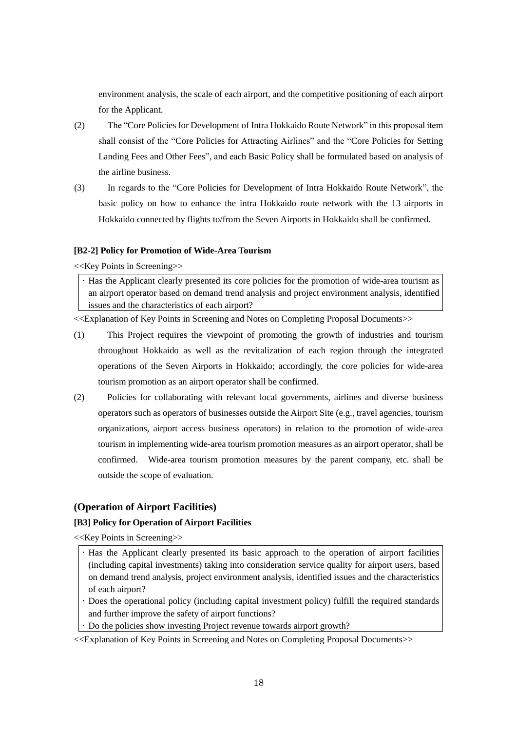environment analysis, the scale of each airport, and the competitive positioning of each airport for the Applicant.

(2) The "Core Policies for Development of Intra Hokkaido Route Network" in this proposal item shall consist of the "Core Policies for Attracting Airlines" and the "Core Policies for Setting Landing Fees and Other Fees", and each Basic Policy shall be formulated based on analysis of the airline business.

(3) In regards to the "Core Policies for Development of Intra Hokkaido Route Network", the basic policy on how to enhance the intra Hokkaido route network with the 13 airports in Hokkaido connected by flights to/from the Seven Airports in Hokkaido shall be confirmed.

#### [B2-2] Policy for Promotion of Wide-Area Tourism

<<Key Points in Screening>>

- Has the Applicant clearly presented its core policies for the promotion of wide-area tourism as an airport operator based on demand trend analysis and project environment analysis, identified issues and the characteristics of each airport?

<<Explanation of Key Points in Screening and Notes on Completing Proposal Documents>>

(1) This Project requires the viewpoint of promoting the growth of industries and tourism throughout Hokkaido as well as the revitalization of each region through the integrated operations of the Seven Airports in Hokkaido; accordingly, the core policies for wide-area tourism promotion as an airport operator shall be confirmed.

(2) Policies for collaborating with relevant local governments, airlines and diverse business operators such as operators of businesses outside the Airport Site (e.g., travel agencies, tourism organizations, airport access business operators) in relation to the promotion of wide-area tourism in implementing wide-area tourism promotion measures as an airport operator, shall be confirmed. Wide-area tourism promotion measures by the parent company, etc. shall be outside the scope of evaluation.

### (Operation of Airport Facilities)

#### [B3] Policy for Operation of Airport Facilities

<<Key Points in Screening>>

- Has the Applicant clearly presented its basic approach to the operation of airport facilities (including capital investments) taking into consideration service quality for airport users, based on demand trend analysis, project environment analysis, identified issues and the characteristics of each airport?
- Does the operational policy (including capital investment policy) fulfill the required standards and further improve the safety of airport functions?
- Do the policies show investing Project revenue towards airport growth?

<<Explanation of Key Points in Screening and Notes on Completing Proposal Documents>>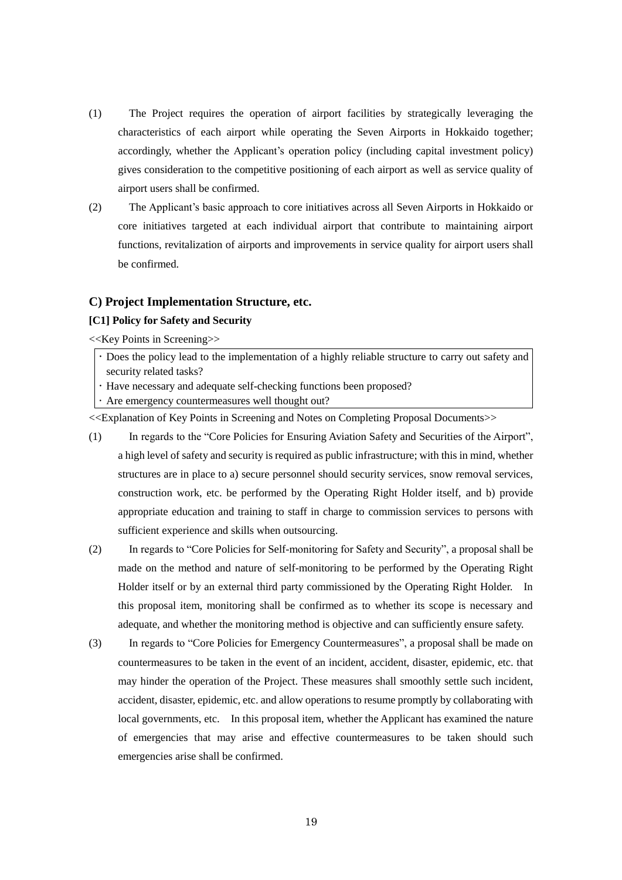(1) The Project requires the operation of airport facilities by strategically leveraging the characteristics of each airport while operating the Seven Airports in Hokkaido together; accordingly, whether the Applicant's operation policy (including capital investment policy) gives consideration to the competitive positioning of each airport as well as service quality of airport users shall be confirmed.

(2) The Applicant's basic approach to core initiatives across all Seven Airports in Hokkaido or core initiatives targeted at each individual airport that contribute to maintaining airport functions, revitalization of airports and improvements in service quality for airport users shall be confirmed.

### C) Project Implementation Structure, etc.

#### [C1] Policy for Safety and Security

<<Key Points in Screening>>

- Does the policy lead to the implementation of a highly reliable structure to carry out safety and security related tasks?
- Have necessary and adequate self-checking functions been proposed?
- Are emergency countermeasures well thought out?

<<Explanation of Key Points in Screening and Notes on Completing Proposal Documents>>

(1) In regards to the "Core Policies for Ensuring Aviation Safety and Securities of the Airport", a high level of safety and security is required as public infrastructure; with this in mind, whether structures are in place to a) secure personnel should security services, snow removal services, construction work, etc. be performed by the Operating Right Holder itself, and b) provide appropriate education and training to staff in charge to commission services to persons with sufficient experience and skills when outsourcing.

(2) In regards to "Core Policies for Self-monitoring for Safety and Security", a proposal shall be made on the method and nature of self-monitoring to be performed by the Operating Right Holder itself or by an external third party commissioned by the Operating Right Holder. In this proposal item, monitoring shall be confirmed as to whether its scope is necessary and adequate, and whether the monitoring method is objective and can sufficiently ensure safety.

(3) In regards to "Core Policies for Emergency Countermeasures", a proposal shall be made on countermeasures to be taken in the event of an incident, accident, disaster, epidemic, etc. that may hinder the operation of the Project. These measures shall smoothly settle such incident, accident, disaster, epidemic, etc. and allow operations to resume promptly by collaborating with local governments, etc. In this proposal item, whether the Applicant has examined the nature of emergencies that may arise and effective countermeasures to be taken should such emergencies arise shall be confirmed.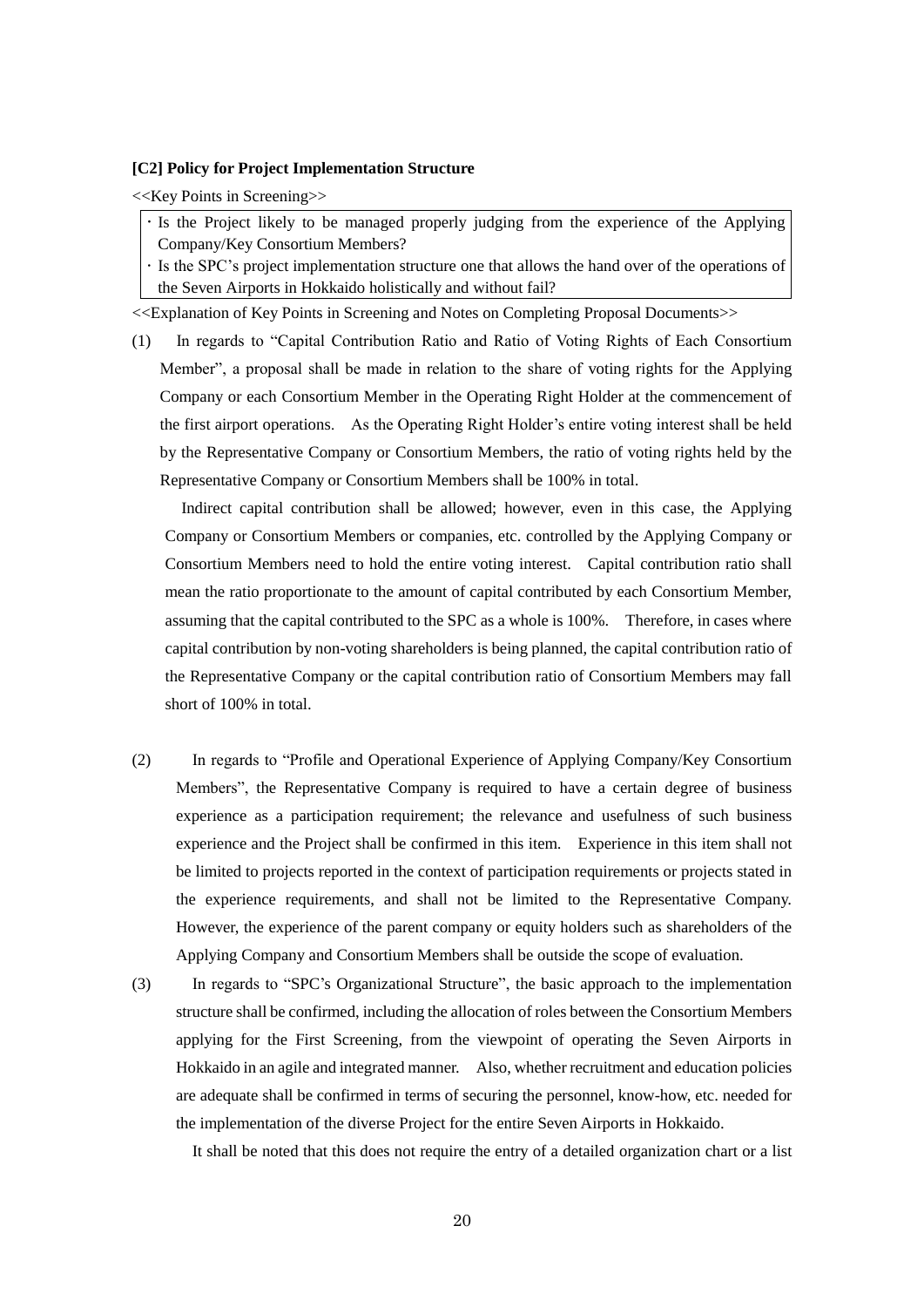**[C2] Policy for Project Implementation Structure**

<<Key Points in Screening>>

- Is the Project likely to be managed properly judging from the experience of the Applying Company/Key Consortium Members?
- Is the SPC's project implementation structure one that allows the hand over of the operations of the Seven Airports in Hokkaido holistically and without fail?

<<Explanation of Key Points in Screening and Notes on Completing Proposal Documents>>

(1) In regards to "Capital Contribution Ratio and Ratio of Voting Rights of Each Consortium Member", a proposal shall be made in relation to the share of voting rights for the Applying Company or each Consortium Member in the Operating Right Holder at the commencement of the first airport operations. As the Operating Right Holder's entire voting interest shall be held by the Representative Company or Consortium Members, the ratio of voting rights held by the Representative Company or Consortium Members shall be 100% in total.

Indirect capital contribution shall be allowed; however, even in this case, the Applying Company or Consortium Members or companies, etc. controlled by the Applying Company or Consortium Members need to hold the entire voting interest. Capital contribution ratio shall mean the ratio proportionate to the amount of capital contributed by each Consortium Member, assuming that the capital contributed to the SPC as a whole is 100%. Therefore, in cases where capital contribution by non-voting shareholders is being planned, the capital contribution ratio of the Representative Company or the capital contribution ratio of Consortium Members may fall short of 100% in total.

(2) In regards to "Profile and Operational Experience of Applying Company/Key Consortium Members", the Representative Company is required to have a certain degree of business experience as a participation requirement; the relevance and usefulness of such business experience and the Project shall be confirmed in this item. Experience in this item shall not be limited to projects reported in the context of participation requirements or projects stated in the experience requirements, and shall not be limited to the Representative Company. However, the experience of the parent company or equity holders such as shareholders of the Applying Company and Consortium Members shall be outside the scope of evaluation.

(3) In regards to "SPC's Organizational Structure", the basic approach to the implementation structure shall be confirmed, including the allocation of roles between the Consortium Members applying for the First Screening, from the viewpoint of operating the Seven Airports in Hokkaido in an agile and integrated manner. Also, whether recruitment and education policies are adequate shall be confirmed in terms of securing the personnel, know-how, etc. needed for the implementation of the diverse Project for the entire Seven Airports in Hokkaido.

It shall be noted that this does not require the entry of a detailed organization chart or a list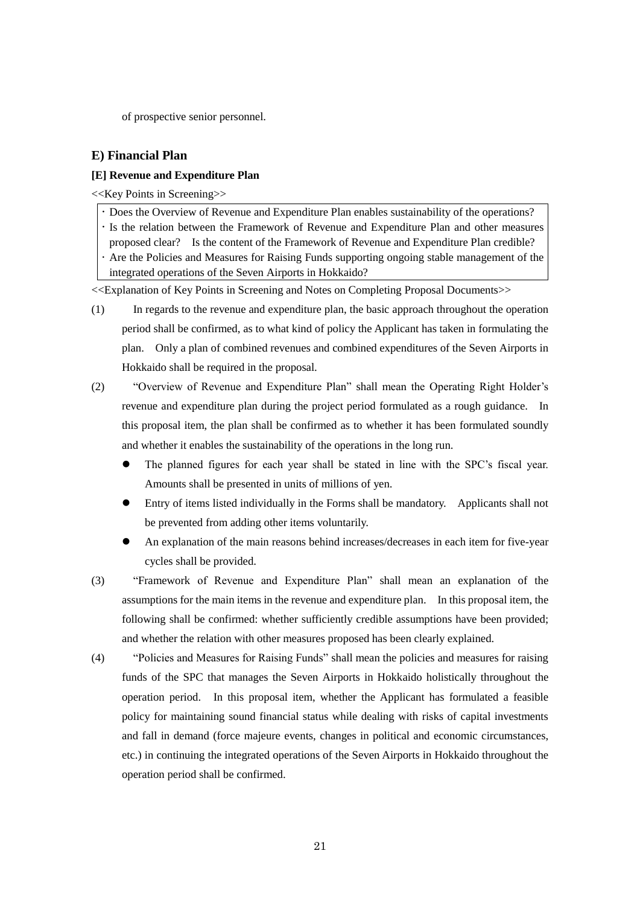of prospective senior personnel.

## E) Financial Plan

### [E] Revenue and Expenditure Plan

<<Key Points in Screening>>

- Does the Overview of Revenue and Expenditure Plan enables sustainability of the operations?
- Is the relation between the Framework of Revenue and Expenditure Plan and other measures proposed clear? Is the content of the Framework of Revenue and Expenditure Plan credible?
- Are the Policies and Measures for Raising Funds supporting ongoing stable management of the integrated operations of the Seven Airports in Hokkaido?

<<Explanation of Key Points in Screening and Notes on Completing Proposal Documents>>

(1) In regards to the revenue and expenditure plan, the basic approach throughout the operation period shall be confirmed, as to what kind of policy the Applicant has taken in formulating the plan. Only a plan of combined revenues and combined expenditures of the Seven Airports in Hokkaido shall be required in the proposal.

(2) "Overview of Revenue and Expenditure Plan" shall mean the Operating Right Holder's revenue and expenditure plan during the project period formulated as a rough guidance. In this proposal item, the plan shall be confirmed as to whether it has been formulated soundly and whether it enables the sustainability of the operations in the long run.

- The planned figures for each year shall be stated in line with the SPC's fiscal year. Amounts shall be presented in units of millions of yen.
- Entry of items listed individually in the Forms shall be mandatory. Applicants shall not be prevented from adding other items voluntarily.
- An explanation of the main reasons behind increases/decreases in each item for five-year cycles shall be provided.

(3) "Framework of Revenue and Expenditure Plan" shall mean an explanation of the assumptions for the main items in the revenue and expenditure plan. In this proposal item, the following shall be confirmed: whether sufficiently credible assumptions have been provided; and whether the relation with other measures proposed has been clearly explained.

(4) "Policies and Measures for Raising Funds" shall mean the policies and measures for raising funds of the SPC that manages the Seven Airports in Hokkaido holistically throughout the operation period. In this proposal item, whether the Applicant has formulated a feasible policy for maintaining sound financial status while dealing with risks of capital investments and fall in demand (force majeure events, changes in political and economic circumstances, etc.) in continuing the integrated operations of the Seven Airports in Hokkaido throughout the operation period shall be confirmed.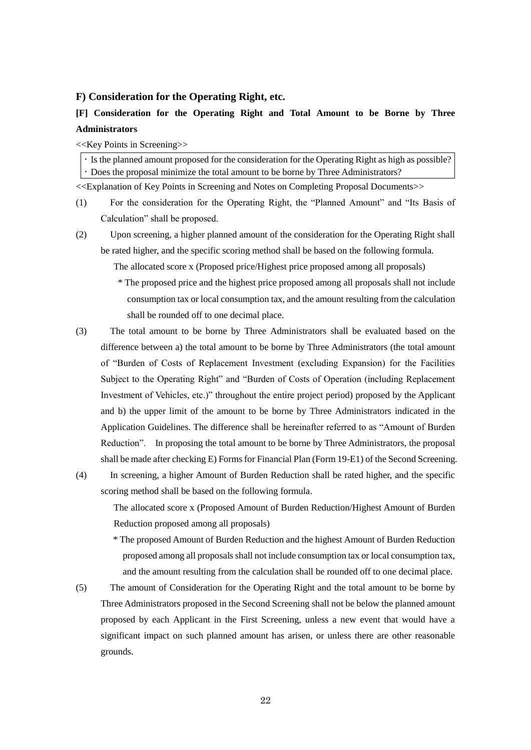### F) Consideration for the Operating Right, etc.

**[F] Consideration for the Operating Right and Total Amount to be Borne by Three Administrators**

<<Key Points in Screening>>

| ・Is the planned amount proposed for the consideration for the Operating Right as high as possible?<br>・Does the proposal minimize the total amount to be borne by Three Administrators? |
|---|

<<Explanation of Key Points in Screening and Notes on Completing Proposal Documents>>

(1) For the consideration for the Operating Right, the "Planned Amount" and "Its Basis of Calculation" shall be proposed.

(2) Upon screening, a higher planned amount of the consideration for the Operating Right shall be rated higher, and the specific scoring method shall be based on the following formula.

The allocated score x (Proposed price/Highest price proposed among all proposals)

\* The proposed price and the highest price proposed among all proposals shall not include consumption tax or local consumption tax, and the amount resulting from the calculation shall be rounded off to one decimal place.

(3) The total amount to be borne by Three Administrators shall be evaluated based on the difference between a) the total amount to be borne by Three Administrators (the total amount of "Burden of Costs of Replacement Investment (excluding Expansion) for the Facilities Subject to the Operating Right" and "Burden of Costs of Operation (including Replacement Investment of Vehicles, etc.)" throughout the entire project period) proposed by the Applicant and b) the upper limit of the amount to be borne by Three Administrators indicated in the Application Guidelines. The difference shall be hereinafter referred to as "Amount of Burden Reduction". In proposing the total amount to be borne by Three Administrators, the proposal shall be made after checking E) Forms for Financial Plan (Form 19-E1) of the Second Screening.

(4) In screening, a higher Amount of Burden Reduction shall be rated higher, and the specific scoring method shall be based on the following formula.

The allocated score x (Proposed Amount of Burden Reduction/Highest Amount of Burden Reduction proposed among all proposals)

\* The proposed Amount of Burden Reduction and the highest Amount of Burden Reduction proposed among all proposals shall not include consumption tax or local consumption tax, and the amount resulting from the calculation shall be rounded off to one decimal place.

(5) The amount of Consideration for the Operating Right and the total amount to be borne by Three Administrators proposed in the Second Screening shall not be below the planned amount proposed by each Applicant in the First Screening, unless a new event that would have a significant impact on such planned amount has arisen, or unless there are other reasonable grounds.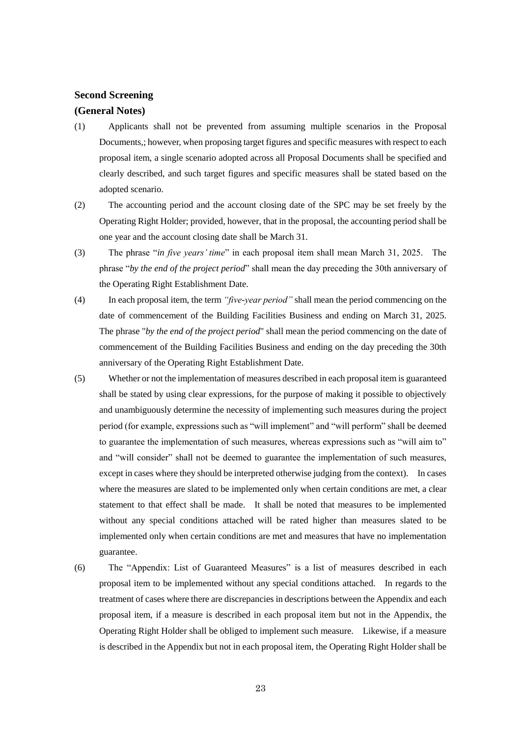**Second Screening**

**(General Notes)**

(1) Applicants shall not be prevented from assuming multiple scenarios in the Proposal Documents,; however, when proposing target figures and specific measures with respect to each proposal item, a single scenario adopted across all Proposal Documents shall be specified and clearly described, and such target figures and specific measures shall be stated based on the adopted scenario.

(2) The accounting period and the account closing date of the SPC may be set freely by the Operating Right Holder; provided, however, that in the proposal, the accounting period shall be one year and the account closing date shall be March 31.

(3) The phrase "*in five years' time*" in each proposal item shall mean March 31, 2025. The phrase "*by the end of the project period*" shall mean the day preceding the 30th anniversary of the Operating Right Establishment Date.

(4) In each proposal item, the term *"five-year period"* shall mean the period commencing on the date of commencement of the Building Facilities Business and ending on March 31, 2025. The phrase "*by the end of the project period*" shall mean the period commencing on the date of commencement of the Building Facilities Business and ending on the day preceding the 30th anniversary of the Operating Right Establishment Date.

(5) Whether or not the implementation of measures described in each proposal item is guaranteed shall be stated by using clear expressions, for the purpose of making it possible to objectively and unambiguously determine the necessity of implementing such measures during the project period (for example, expressions such as "will implement" and "will perform" shall be deemed to guarantee the implementation of such measures, whereas expressions such as "will aim to" and "will consider" shall not be deemed to guarantee the implementation of such measures, except in cases where they should be interpreted otherwise judging from the context). In cases where the measures are slated to be implemented only when certain conditions are met, a clear statement to that effect shall be made. It shall be noted that measures to be implemented without any special conditions attached will be rated higher than measures slated to be implemented only when certain conditions are met and measures that have no implementation guarantee.

(6) The "Appendix: List of Guaranteed Measures" is a list of measures described in each proposal item to be implemented without any special conditions attached. In regards to the treatment of cases where there are discrepancies in descriptions between the Appendix and each proposal item, if a measure is described in each proposal item but not in the Appendix, the Operating Right Holder shall be obliged to implement such measure. Likewise, if a measure is described in the Appendix but not in each proposal item, the Operating Right Holder shall be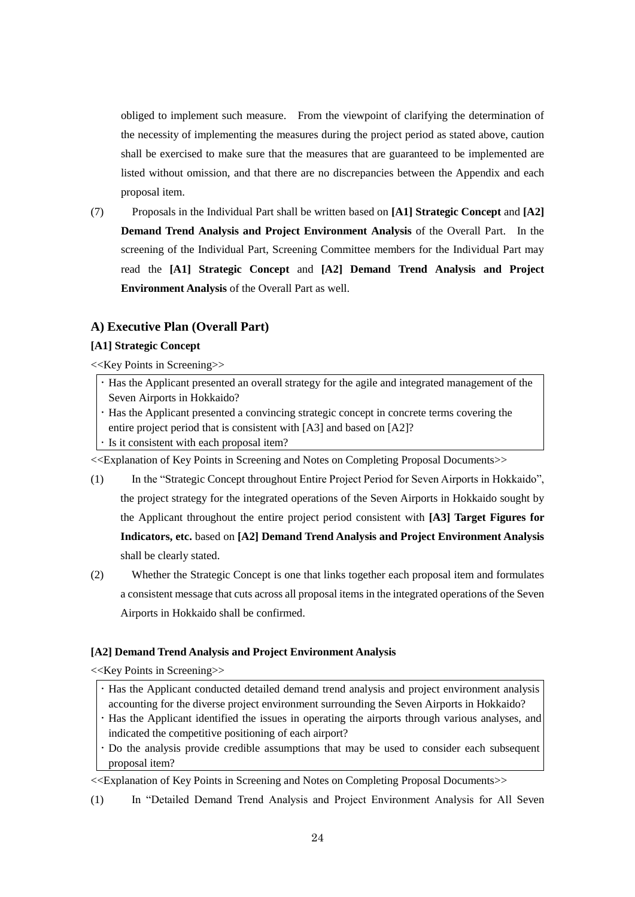obliged to implement such measure. From the viewpoint of clarifying the determination of the necessity of implementing the measures during the project period as stated above, caution shall be exercised to make sure that the measures that are guaranteed to be implemented are listed without omission, and that there are no discrepancies between the Appendix and each proposal item.

(7) Proposals in the Individual Part shall be written based on **[A1] Strategic Concept** and **[A2] Demand Trend Analysis and Project Environment Analysis** of the Overall Part. In the screening of the Individual Part, Screening Committee members for the Individual Part may read the **[A1] Strategic Concept** and **[A2] Demand Trend Analysis and Project Environment Analysis** of the Overall Part as well.

## A) Executive Plan (Overall Part)

### [A1] Strategic Concept

<<Key Points in Screening>>

- Has the Applicant presented an overall strategy for the agile and integrated management of the Seven Airports in Hokkaido?
- Has the Applicant presented a convincing strategic concept in concrete terms covering the entire project period that is consistent with [A3] and based on [A2]?
- Is it consistent with each proposal item?

<<Explanation of Key Points in Screening and Notes on Completing Proposal Documents>>

(1) In the "Strategic Concept throughout Entire Project Period for Seven Airports in Hokkaido", the project strategy for the integrated operations of the Seven Airports in Hokkaido sought by the Applicant throughout the entire project period consistent with **[A3] Target Figures for Indicators, etc.** based on **[A2] Demand Trend Analysis and Project Environment Analysis** shall be clearly stated.

(2) Whether the Strategic Concept is one that links together each proposal item and formulates a consistent message that cuts across all proposal items in the integrated operations of the Seven Airports in Hokkaido shall be confirmed.

### [A2] Demand Trend Analysis and Project Environment Analysis

<<Key Points in Screening>>

- Has the Applicant conducted detailed demand trend analysis and project environment analysis accounting for the diverse project environment surrounding the Seven Airports in Hokkaido?
- Has the Applicant identified the issues in operating the airports through various analyses, and indicated the competitive positioning of each airport?
- Do the analysis provide credible assumptions that may be used to consider each subsequent proposal item?

<<Explanation of Key Points in Screening and Notes on Completing Proposal Documents>>

(1) In "Detailed Demand Trend Analysis and Project Environment Analysis for All Seven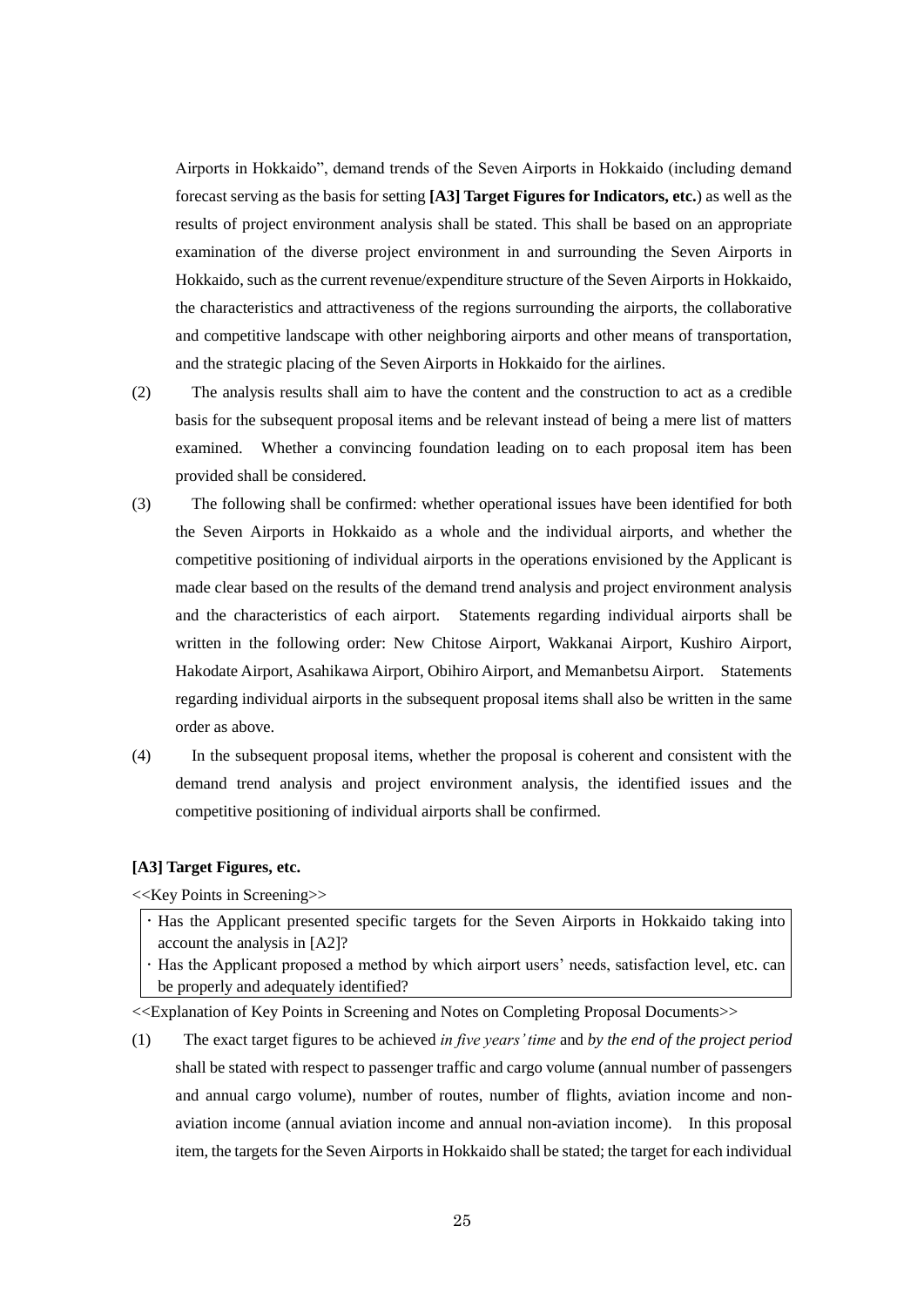Airports in Hokkaido", demand trends of the Seven Airports in Hokkaido (including demand forecast serving as the basis for setting **[A3] Target Figures for Indicators, etc.**) as well as the results of project environment analysis shall be stated. This shall be based on an appropriate examination of the diverse project environment in and surrounding the Seven Airports in Hokkaido, such as the current revenue/expenditure structure of the Seven Airports in Hokkaido, the characteristics and attractiveness of the regions surrounding the airports, the collaborative and competitive landscape with other neighboring airports and other means of transportation, and the strategic placing of the Seven Airports in Hokkaido for the airlines.

(2) The analysis results shall aim to have the content and the construction to act as a credible basis for the subsequent proposal items and be relevant instead of being a mere list of matters examined. Whether a convincing foundation leading on to each proposal item has been provided shall be considered.

(3) The following shall be confirmed: whether operational issues have been identified for both the Seven Airports in Hokkaido as a whole and the individual airports, and whether the competitive positioning of individual airports in the operations envisioned by the Applicant is made clear based on the results of the demand trend analysis and project environment analysis and the characteristics of each airport. Statements regarding individual airports shall be written in the following order: New Chitose Airport, Wakkanai Airport, Kushiro Airport, Hakodate Airport, Asahikawa Airport, Obihiro Airport, and Memanbetsu Airport. Statements regarding individual airports in the subsequent proposal items shall also be written in the same order as above.

(4) In the subsequent proposal items, whether the proposal is coherent and consistent with the demand trend analysis and project environment analysis, the identified issues and the competitive positioning of individual airports shall be confirmed.

**[A3] Target Figures, etc.**

<<Key Points in Screening>>

- Has the Applicant presented specific targets for the Seven Airports in Hokkaido taking into account the analysis in [A2]?
- Has the Applicant proposed a method by which airport users' needs, satisfaction level, etc. can be properly and adequately identified?

<<Explanation of Key Points in Screening and Notes on Completing Proposal Documents>>

(1) The exact target figures to be achieved *in five years' time* and *by the end of the project period* shall be stated with respect to passenger traffic and cargo volume (annual number of passengers and annual cargo volume), number of routes, number of flights, aviation income and non-aviation income (annual aviation income and annual non-aviation income). In this proposal item, the targets for the Seven Airports in Hokkaido shall be stated; the target for each individual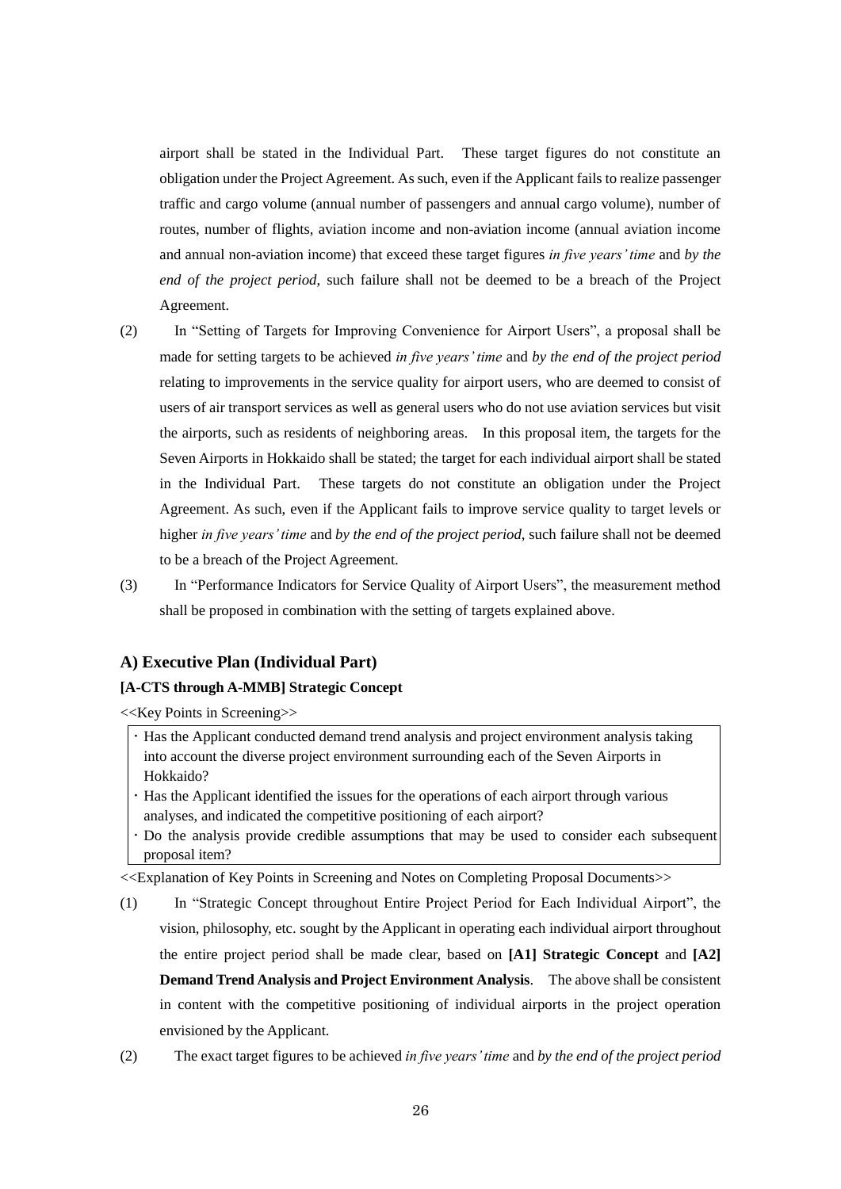airport shall be stated in the Individual Part. These target figures do not constitute an obligation under the Project Agreement. As such, even if the Applicant fails to realize passenger traffic and cargo volume (annual number of passengers and annual cargo volume), number of routes, number of flights, aviation income and non-aviation income (annual aviation income and annual non-aviation income) that exceed these target figures *in five years' time* and *by the end of the project period*, such failure shall not be deemed to be a breach of the Project Agreement.

(2) In "Setting of Targets for Improving Convenience for Airport Users", a proposal shall be made for setting targets to be achieved *in five years' time* and *by the end of the project period* relating to improvements in the service quality for airport users, who are deemed to consist of users of air transport services as well as general users who do not use aviation services but visit the airports, such as residents of neighboring areas. In this proposal item, the targets for the Seven Airports in Hokkaido shall be stated; the target for each individual airport shall be stated in the Individual Part. These targets do not constitute an obligation under the Project Agreement. As such, even if the Applicant fails to improve service quality to target levels or higher *in five years' time* and *by the end of the project period*, such failure shall not be deemed to be a breach of the Project Agreement.

(3) In "Performance Indicators for Service Quality of Airport Users", the measurement method shall be proposed in combination with the setting of targets explained above.

### A) Executive Plan (Individual Part)

#### [A-CTS through A-MMB] Strategic Concept

<<Key Points in Screening>>

- Has the Applicant conducted demand trend analysis and project environment analysis taking into account the diverse project environment surrounding each of the Seven Airports in Hokkaido?
- Has the Applicant identified the issues for the operations of each airport through various analyses, and indicated the competitive positioning of each airport?
- Do the analysis provide credible assumptions that may be used to consider each subsequent proposal item?

<<Explanation of Key Points in Screening and Notes on Completing Proposal Documents>>

(1) In "Strategic Concept throughout Entire Project Period for Each Individual Airport", the vision, philosophy, etc. sought by the Applicant in operating each individual airport throughout the entire project period shall be made clear, based on **[A1] Strategic Concept** and **[A2] Demand Trend Analysis and Project Environment Analysis**. The above shall be consistent in content with the competitive positioning of individual airports in the project operation envisioned by the Applicant.

(2) The exact target figures to be achieved *in five years' time* and *by the end of the project period*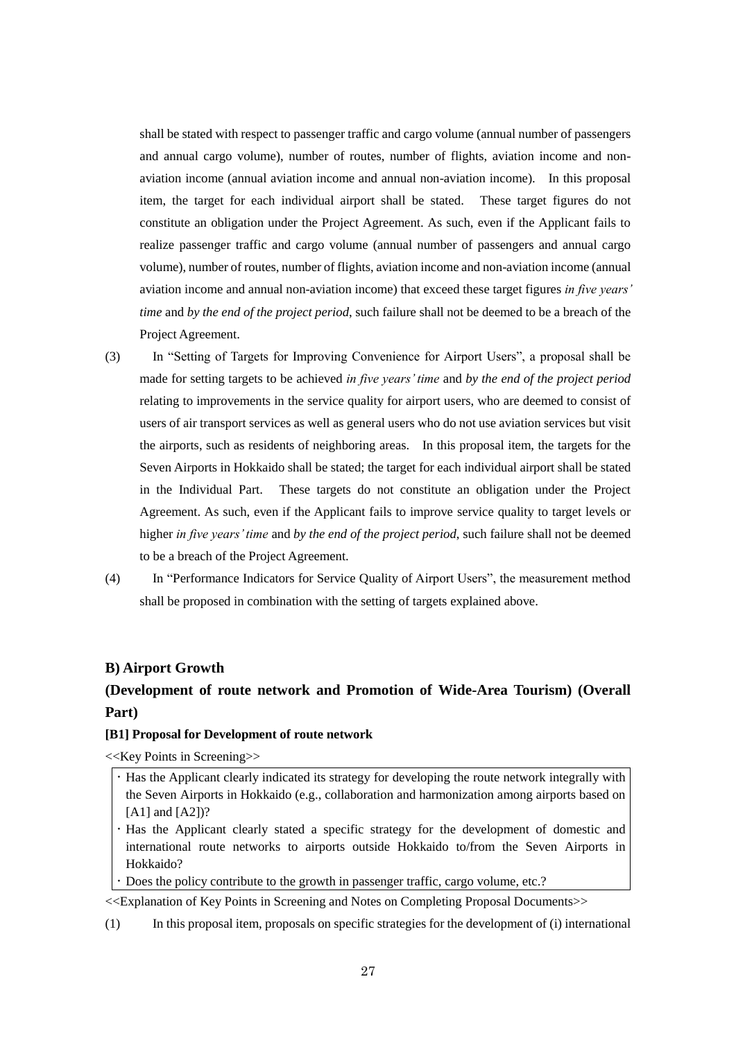shall be stated with respect to passenger traffic and cargo volume (annual number of passengers and annual cargo volume), number of routes, number of flights, aviation income and non-aviation income (annual aviation income and annual non-aviation income). In this proposal item, the target for each individual airport shall be stated. These target figures do not constitute an obligation under the Project Agreement. As such, even if the Applicant fails to realize passenger traffic and cargo volume (annual number of passengers and annual cargo volume), number of routes, number of flights, aviation income and non-aviation income (annual aviation income and annual non-aviation income) that exceed these target figures *in five years' time* and *by the end of the project period*, such failure shall not be deemed to be a breach of the Project Agreement.

(3) In "Setting of Targets for Improving Convenience for Airport Users", a proposal shall be made for setting targets to be achieved *in five years' time* and *by the end of the project period* relating to improvements in the service quality for airport users, who are deemed to consist of users of air transport services as well as general users who do not use aviation services but visit the airports, such as residents of neighboring areas. In this proposal item, the targets for the Seven Airports in Hokkaido shall be stated; the target for each individual airport shall be stated in the Individual Part. These targets do not constitute an obligation under the Project Agreement. As such, even if the Applicant fails to improve service quality to target levels or higher *in five years' time* and *by the end of the project period*, such failure shall not be deemed to be a breach of the Project Agreement.

(4) In "Performance Indicators for Service Quality of Airport Users", the measurement method shall be proposed in combination with the setting of targets explained above.

### B) Airport Growth

### (Development of route network and Promotion of Wide-Area Tourism) (Overall Part)

#### [B1] Proposal for Development of route network

<<Key Points in Screening>>

- Has the Applicant clearly indicated its strategy for developing the route network integrally with the Seven Airports in Hokkaido (e.g., collaboration and harmonization among airports based on [A1] and [A2])?
- Has the Applicant clearly stated a specific strategy for the development of domestic and international route networks to airports outside Hokkaido to/from the Seven Airports in Hokkaido?
- Does the policy contribute to the growth in passenger traffic, cargo volume, etc.?

<<Explanation of Key Points in Screening and Notes on Completing Proposal Documents>>

(1) In this proposal item, proposals on specific strategies for the development of (i) international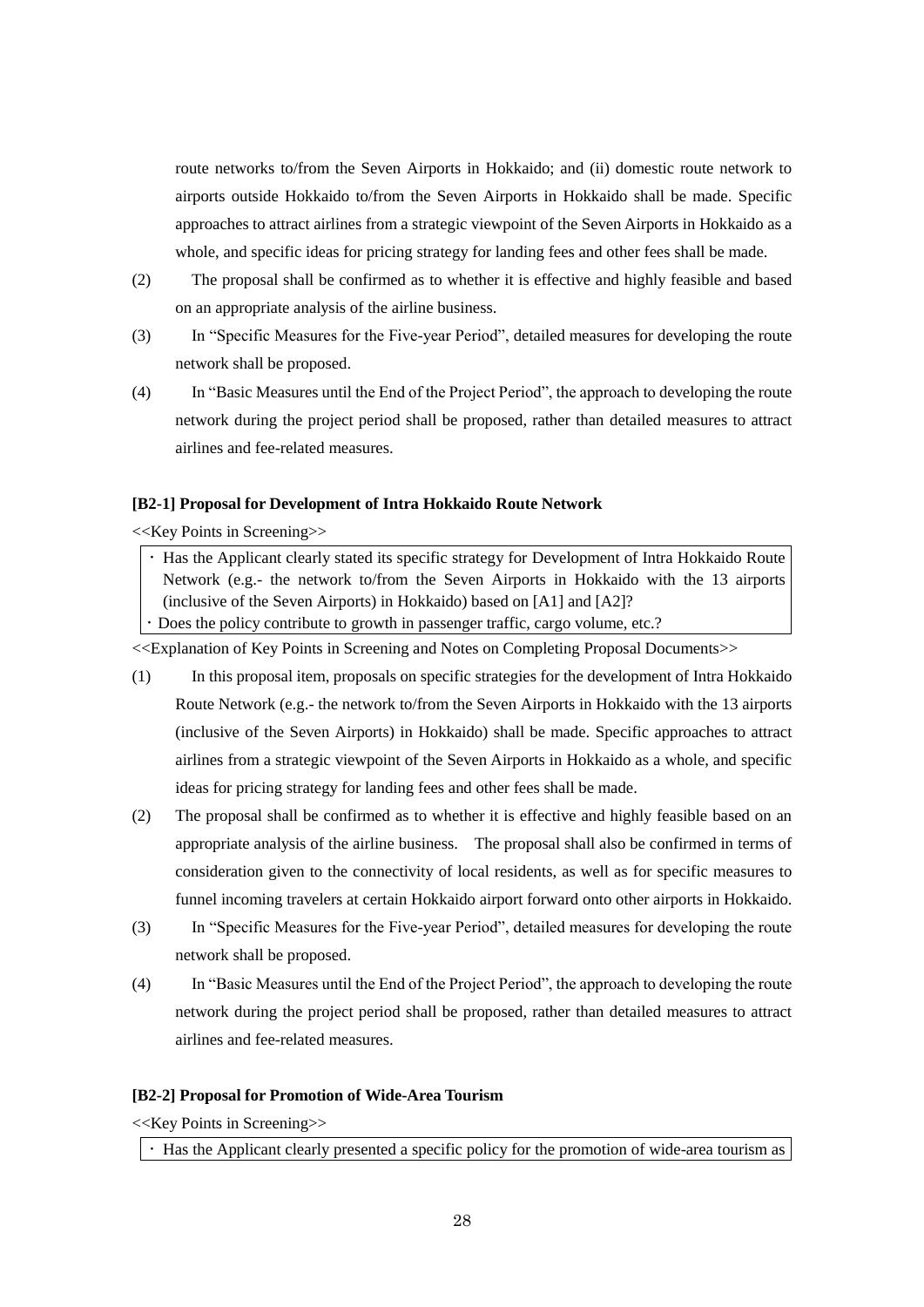route networks to/from the Seven Airports in Hokkaido; and (ii) domestic route network to airports outside Hokkaido to/from the Seven Airports in Hokkaido shall be made. Specific approaches to attract airlines from a strategic viewpoint of the Seven Airports in Hokkaido as a whole, and specific ideas for pricing strategy for landing fees and other fees shall be made.

(2) The proposal shall be confirmed as to whether it is effective and highly feasible and based on an appropriate analysis of the airline business.

(3) In "Specific Measures for the Five-year Period", detailed measures for developing the route network shall be proposed.

(4) In "Basic Measures until the End of the Project Period", the approach to developing the route network during the project period shall be proposed, rather than detailed measures to attract airlines and fee-related measures.

**[B2-1] Proposal for Development of Intra Hokkaido Route Network**

<<Key Points in Screening>>

- Has the Applicant clearly stated its specific strategy for Development of Intra Hokkaido Route Network (e.g.- the network to/from the Seven Airports in Hokkaido with the 13 airports (inclusive of the Seven Airports) in Hokkaido) based on [A1] and [A2]?
- Does the policy contribute to growth in passenger traffic, cargo volume, etc.?

<<Explanation of Key Points in Screening and Notes on Completing Proposal Documents>>

(1) In this proposal item, proposals on specific strategies for the development of Intra Hokkaido Route Network (e.g.- the network to/from the Seven Airports in Hokkaido with the 13 airports (inclusive of the Seven Airports) in Hokkaido) shall be made. Specific approaches to attract airlines from a strategic viewpoint of the Seven Airports in Hokkaido as a whole, and specific ideas for pricing strategy for landing fees and other fees shall be made.

(2) The proposal shall be confirmed as to whether it is effective and highly feasible based on an appropriate analysis of the airline business. The proposal shall also be confirmed in terms of consideration given to the connectivity of local residents, as well as for specific measures to funnel incoming travelers at certain Hokkaido airport forward onto other airports in Hokkaido.

(3) In "Specific Measures for the Five-year Period", detailed measures for developing the route network shall be proposed.

(4) In "Basic Measures until the End of the Project Period", the approach to developing the route network during the project period shall be proposed, rather than detailed measures to attract airlines and fee-related measures.

**[B2-2] Proposal for Promotion of Wide-Area Tourism**

<<Key Points in Screening>>

- Has the Applicant clearly presented a specific policy for the promotion of wide-area tourism as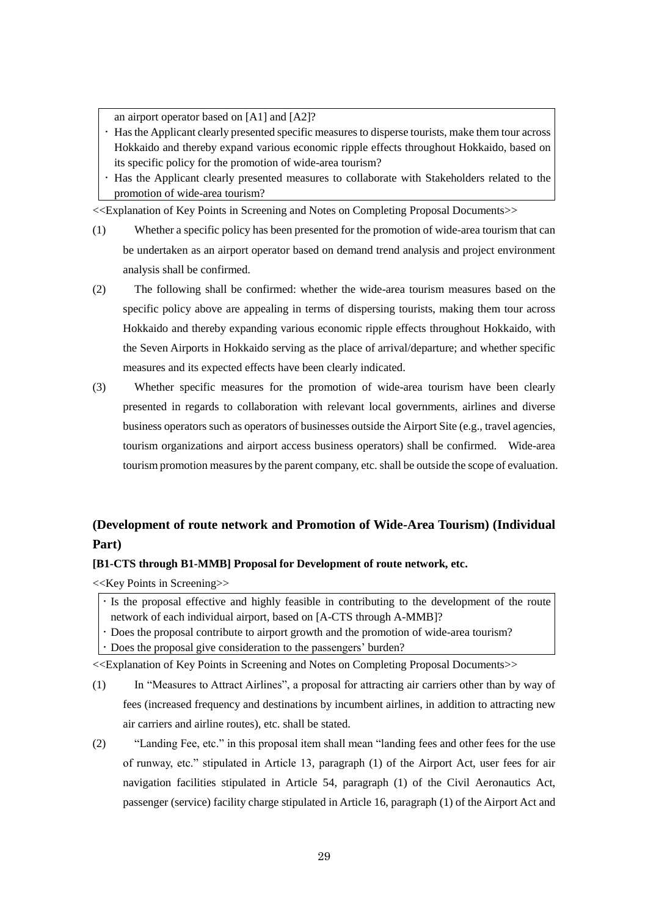an airport operator based on [A1] and [A2]?
- Has the Applicant clearly presented specific measures to disperse tourists, make them tour across Hokkaido and thereby expand various economic ripple effects throughout Hokkaido, based on its specific policy for the promotion of wide-area tourism?
- Has the Applicant clearly presented measures to collaborate with Stakeholders related to the promotion of wide-area tourism?

<<Explanation of Key Points in Screening and Notes on Completing Proposal Documents>>

(1) Whether a specific policy has been presented for the promotion of wide-area tourism that can be undertaken as an airport operator based on demand trend analysis and project environment analysis shall be confirmed.

(2) The following shall be confirmed: whether the wide-area tourism measures based on the specific policy above are appealing in terms of dispersing tourists, making them tour across Hokkaido and thereby expanding various economic ripple effects throughout Hokkaido, with the Seven Airports in Hokkaido serving as the place of arrival/departure; and whether specific measures and its expected effects have been clearly indicated.

(3) Whether specific measures for the promotion of wide-area tourism have been clearly presented in regards to collaboration with relevant local governments, airlines and diverse business operators such as operators of businesses outside the Airport Site (e.g., travel agencies, tourism organizations and airport access business operators) shall be confirmed. Wide-area tourism promotion measures by the parent company, etc. shall be outside the scope of evaluation.

## (Development of route network and Promotion of Wide-Area Tourism) (Individual Part)

### [B1-CTS through B1-MMB] Proposal for Development of route network, etc.

<<Key Points in Screening>>

- Is the proposal effective and highly feasible in contributing to the development of the route network of each individual airport, based on [A-CTS through A-MMB]?
- Does the proposal contribute to airport growth and the promotion of wide-area tourism?
- Does the proposal give consideration to the passengers' burden?

<<Explanation of Key Points in Screening and Notes on Completing Proposal Documents>>

(1) In "Measures to Attract Airlines", a proposal for attracting air carriers other than by way of fees (increased frequency and destinations by incumbent airlines, in addition to attracting new air carriers and airline routes), etc. shall be stated.

(2) "Landing Fee, etc." in this proposal item shall mean "landing fees and other fees for the use of runway, etc." stipulated in Article 13, paragraph (1) of the Airport Act, user fees for air navigation facilities stipulated in Article 54, paragraph (1) of the Civil Aeronautics Act, passenger (service) facility charge stipulated in Article 16, paragraph (1) of the Airport Act and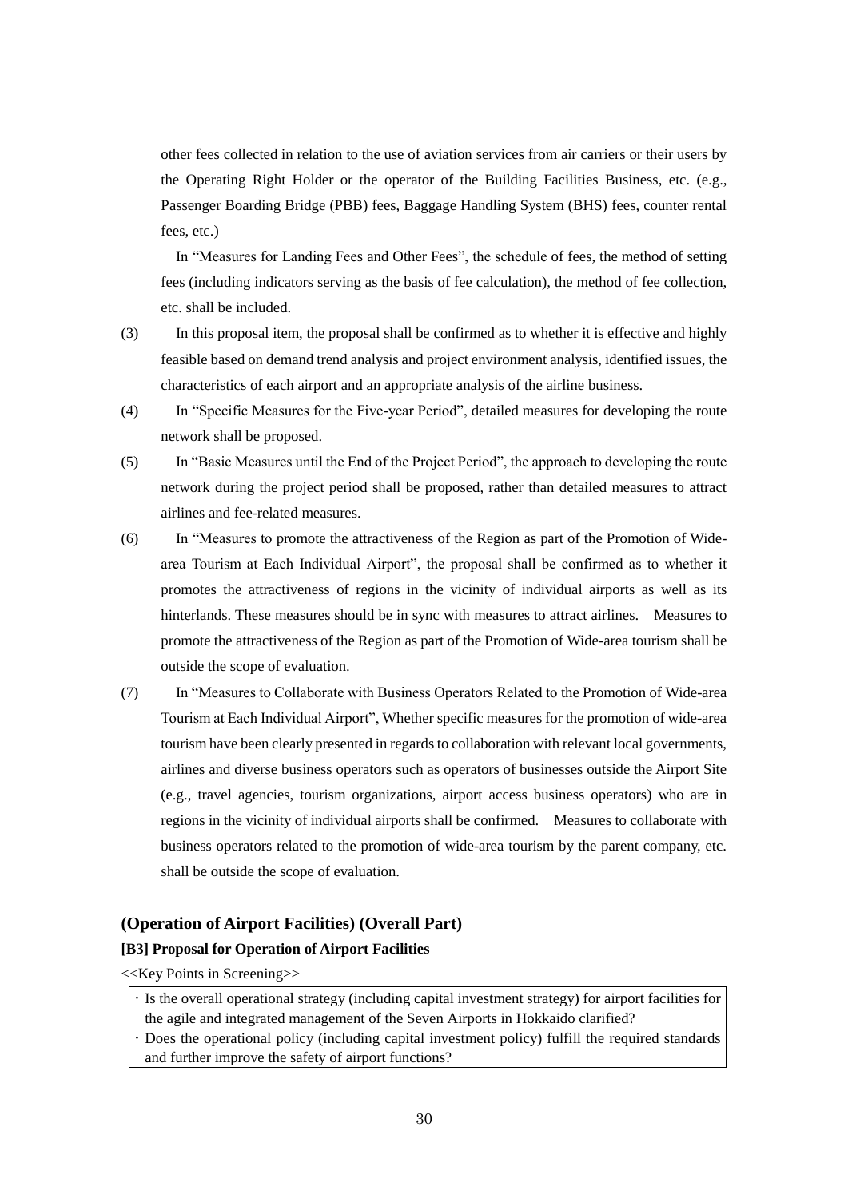other fees collected in relation to the use of aviation services from air carriers or their users by the Operating Right Holder or the operator of the Building Facilities Business, etc. (e.g., Passenger Boarding Bridge (PBB) fees, Baggage Handling System (BHS) fees, counter rental fees, etc.)

In "Measures for Landing Fees and Other Fees", the schedule of fees, the method of setting fees (including indicators serving as the basis of fee calculation), the method of fee collection, etc. shall be included.

(3) In this proposal item, the proposal shall be confirmed as to whether it is effective and highly feasible based on demand trend analysis and project environment analysis, identified issues, the characteristics of each airport and an appropriate analysis of the airline business.

(4) In "Specific Measures for the Five-year Period", detailed measures for developing the route network shall be proposed.

(5) In "Basic Measures until the End of the Project Period", the approach to developing the route network during the project period shall be proposed, rather than detailed measures to attract airlines and fee-related measures.

(6) In "Measures to promote the attractiveness of the Region as part of the Promotion of Wide-area Tourism at Each Individual Airport", the proposal shall be confirmed as to whether it promotes the attractiveness of regions in the vicinity of individual airports as well as its hinterlands. These measures should be in sync with measures to attract airlines. Measures to promote the attractiveness of the Region as part of the Promotion of Wide-area tourism shall be outside the scope of evaluation.

(7) In "Measures to Collaborate with Business Operators Related to the Promotion of Wide-area Tourism at Each Individual Airport", Whether specific measures for the promotion of wide-area tourism have been clearly presented in regards to collaboration with relevant local governments, airlines and diverse business operators such as operators of businesses outside the Airport Site (e.g., travel agencies, tourism organizations, airport access business operators) who are in regions in the vicinity of individual airports shall be confirmed. Measures to collaborate with business operators related to the promotion of wide-area tourism by the parent company, etc. shall be outside the scope of evaluation.

### (Operation of Airport Facilities) (Overall Part)

#### [B3] Proposal for Operation of Airport Facilities

<<Key Points in Screening>>

- Is the overall operational strategy (including capital investment strategy) for airport facilities for the agile and integrated management of the Seven Airports in Hokkaido clarified?
- Does the operational policy (including capital investment policy) fulfill the required standards and further improve the safety of airport functions?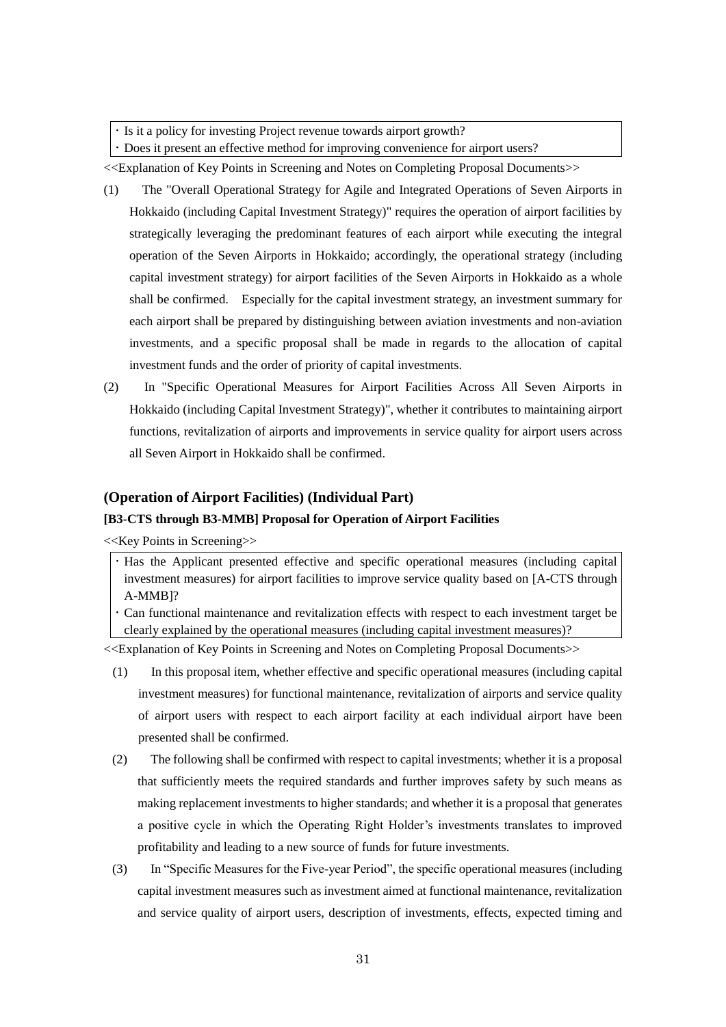- Is it a policy for investing Project revenue towards airport growth?
- Does it present an effective method for improving convenience for airport users?

<<Explanation of Key Points in Screening and Notes on Completing Proposal Documents>>

(1) The "Overall Operational Strategy for Agile and Integrated Operations of Seven Airports in Hokkaido (including Capital Investment Strategy)" requires the operation of airport facilities by strategically leveraging the predominant features of each airport while executing the integral operation of the Seven Airports in Hokkaido; accordingly, the operational strategy (including capital investment strategy) for airport facilities of the Seven Airports in Hokkaido as a whole shall be confirmed. Especially for the capital investment strategy, an investment summary for each airport shall be prepared by distinguishing between aviation investments and non-aviation investments, and a specific proposal shall be made in regards to the allocation of capital investment funds and the order of priority of capital investments.

(2) In "Specific Operational Measures for Airport Facilities Across All Seven Airports in Hokkaido (including Capital Investment Strategy)", whether it contributes to maintaining airport functions, revitalization of airports and improvements in service quality for airport users across all Seven Airport in Hokkaido shall be confirmed.

### (Operation of Airport Facilities) (Individual Part)

#### [B3-CTS through B3-MMB] Proposal for Operation of Airport Facilities

<<Key Points in Screening>>

- Has the Applicant presented effective and specific operational measures (including capital investment measures) for airport facilities to improve service quality based on [A-CTS through A-MMB]?
- Can functional maintenance and revitalization effects with respect to each investment target be clearly explained by the operational measures (including capital investment measures)?

<<Explanation of Key Points in Screening and Notes on Completing Proposal Documents>>

(1) In this proposal item, whether effective and specific operational measures (including capital investment measures) for functional maintenance, revitalization of airports and service quality of airport users with respect to each airport facility at each individual airport have been presented shall be confirmed.

(2) The following shall be confirmed with respect to capital investments; whether it is a proposal that sufficiently meets the required standards and further improves safety by such means as making replacement investments to higher standards; and whether it is a proposal that generates a positive cycle in which the Operating Right Holder's investments translates to improved profitability and leading to a new source of funds for future investments.

(3) In "Specific Measures for the Five-year Period", the specific operational measures (including capital investment measures such as investment aimed at functional maintenance, revitalization and service quality of airport users, description of investments, effects, expected timing and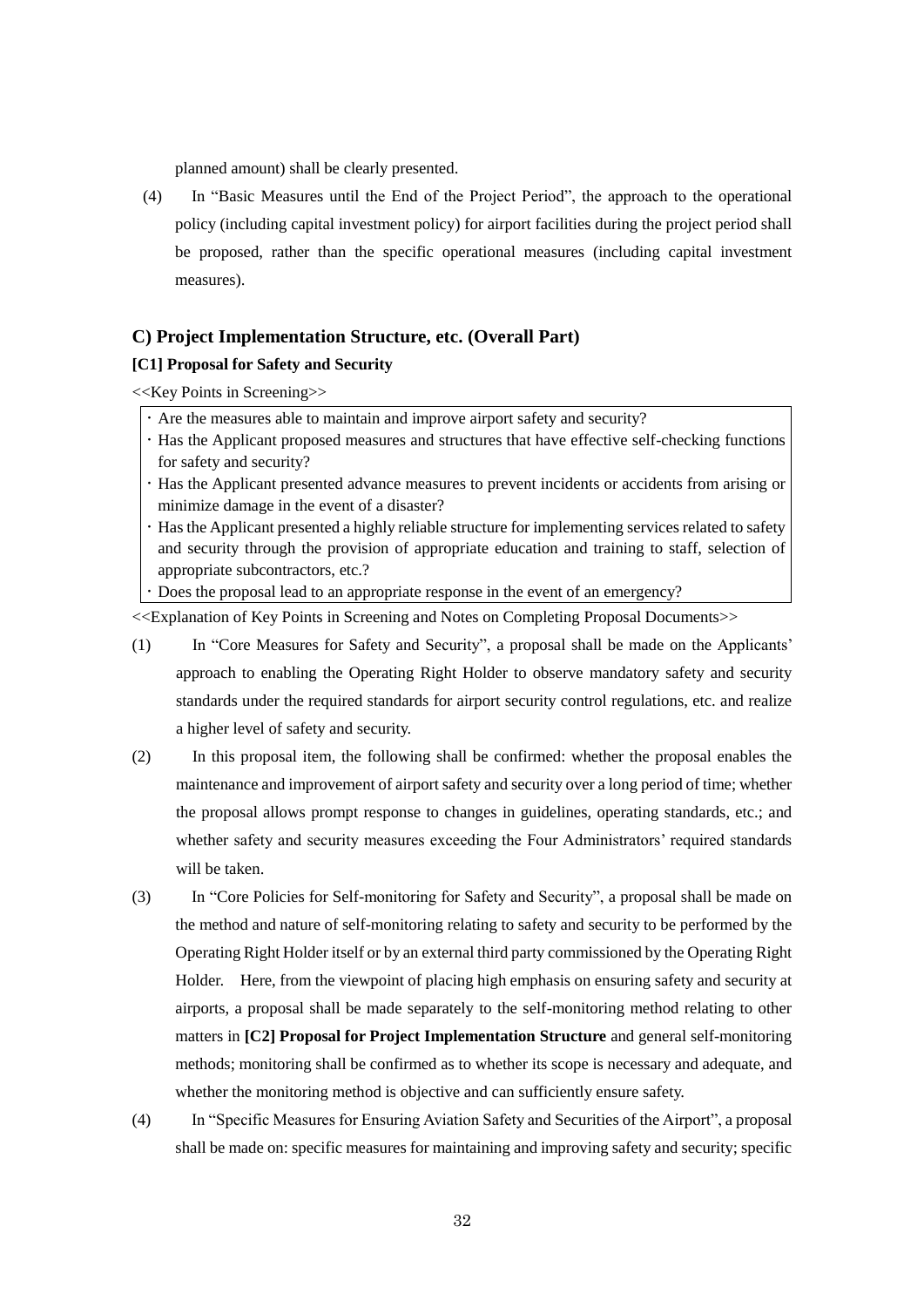planned amount) shall be clearly presented.

(4) In "Basic Measures until the End of the Project Period", the approach to the operational policy (including capital investment policy) for airport facilities during the project period shall be proposed, rather than the specific operational measures (including capital investment measures).

## C) Project Implementation Structure, etc. (Overall Part)

### [C1] Proposal for Safety and Security

<<Key Points in Screening>>

- Are the measures able to maintain and improve airport safety and security?
- Has the Applicant proposed measures and structures that have effective self-checking functions for safety and security?
- Has the Applicant presented advance measures to prevent incidents or accidents from arising or minimize damage in the event of a disaster?
- Has the Applicant presented a highly reliable structure for implementing services related to safety and security through the provision of appropriate education and training to staff, selection of appropriate subcontractors, etc.?
- Does the proposal lead to an appropriate response in the event of an emergency?

<<Explanation of Key Points in Screening and Notes on Completing Proposal Documents>>

(1) In "Core Measures for Safety and Security", a proposal shall be made on the Applicants' approach to enabling the Operating Right Holder to observe mandatory safety and security standards under the required standards for airport security control regulations, etc. and realize a higher level of safety and security.

(2) In this proposal item, the following shall be confirmed: whether the proposal enables the maintenance and improvement of airport safety and security over a long period of time; whether the proposal allows prompt response to changes in guidelines, operating standards, etc.; and whether safety and security measures exceeding the Four Administrators' required standards will be taken.

(3) In "Core Policies for Self-monitoring for Safety and Security", a proposal shall be made on the method and nature of self-monitoring relating to safety and security to be performed by the Operating Right Holder itself or by an external third party commissioned by the Operating Right Holder. Here, from the viewpoint of placing high emphasis on ensuring safety and security at airports, a proposal shall be made separately to the self-monitoring method relating to other matters in **[C2] Proposal for Project Implementation Structure** and general self-monitoring methods; monitoring shall be confirmed as to whether its scope is necessary and adequate, and whether the monitoring method is objective and can sufficiently ensure safety.

(4) In "Specific Measures for Ensuring Aviation Safety and Securities of the Airport", a proposal shall be made on: specific measures for maintaining and improving safety and security; specific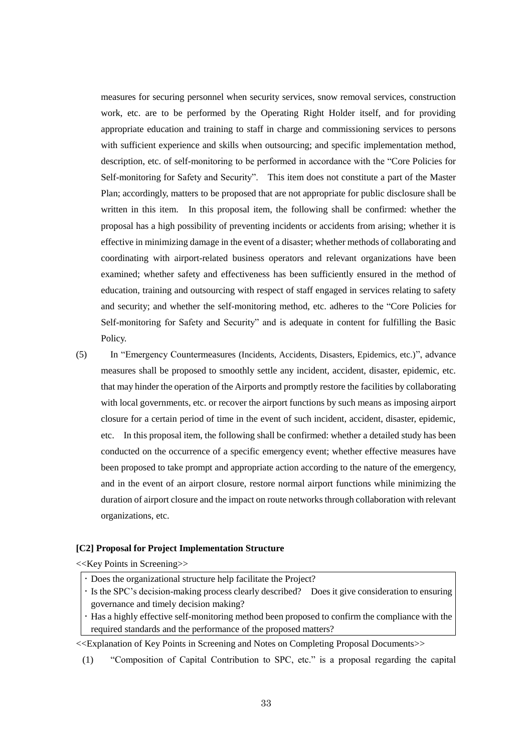measures for securing personnel when security services, snow removal services, construction work, etc. are to be performed by the Operating Right Holder itself, and for providing appropriate education and training to staff in charge and commissioning services to persons with sufficient experience and skills when outsourcing; and specific implementation method, description, etc. of self-monitoring to be performed in accordance with the "Core Policies for Self-monitoring for Safety and Security". This item does not constitute a part of the Master Plan; accordingly, matters to be proposed that are not appropriate for public disclosure shall be written in this item. In this proposal item, the following shall be confirmed: whether the proposal has a high possibility of preventing incidents or accidents from arising; whether it is effective in minimizing damage in the event of a disaster; whether methods of collaborating and coordinating with airport-related business operators and relevant organizations have been examined; whether safety and effectiveness has been sufficiently ensured in the method of education, training and outsourcing with respect of staff engaged in services relating to safety and security; and whether the self-monitoring method, etc. adheres to the "Core Policies for Self-monitoring for Safety and Security" and is adequate in content for fulfilling the Basic Policy.

(5) In "Emergency Countermeasures (Incidents, Accidents, Disasters, Epidemics, etc.)", advance measures shall be proposed to smoothly settle any incident, accident, disaster, epidemic, etc. that may hinder the operation of the Airports and promptly restore the facilities by collaborating with local governments, etc. or recover the airport functions by such means as imposing airport closure for a certain period of time in the event of such incident, accident, disaster, epidemic, etc. In this proposal item, the following shall be confirmed: whether a detailed study has been conducted on the occurrence of a specific emergency event; whether effective measures have been proposed to take prompt and appropriate action according to the nature of the emergency, and in the event of an airport closure, restore normal airport functions while minimizing the duration of airport closure and the impact on route networks through collaboration with relevant organizations, etc.

**[C2] Proposal for Project Implementation Structure**

<<Key Points in Screening>>

- Does the organizational structure help facilitate the Project?
- Is the SPC's decision-making process clearly described? Does it give consideration to ensuring governance and timely decision making?
- Has a highly effective self-monitoring method been proposed to confirm the compliance with the required standards and the performance of the proposed matters?

<<Explanation of Key Points in Screening and Notes on Completing Proposal Documents>>

(1) "Composition of Capital Contribution to SPC, etc." is a proposal regarding the capital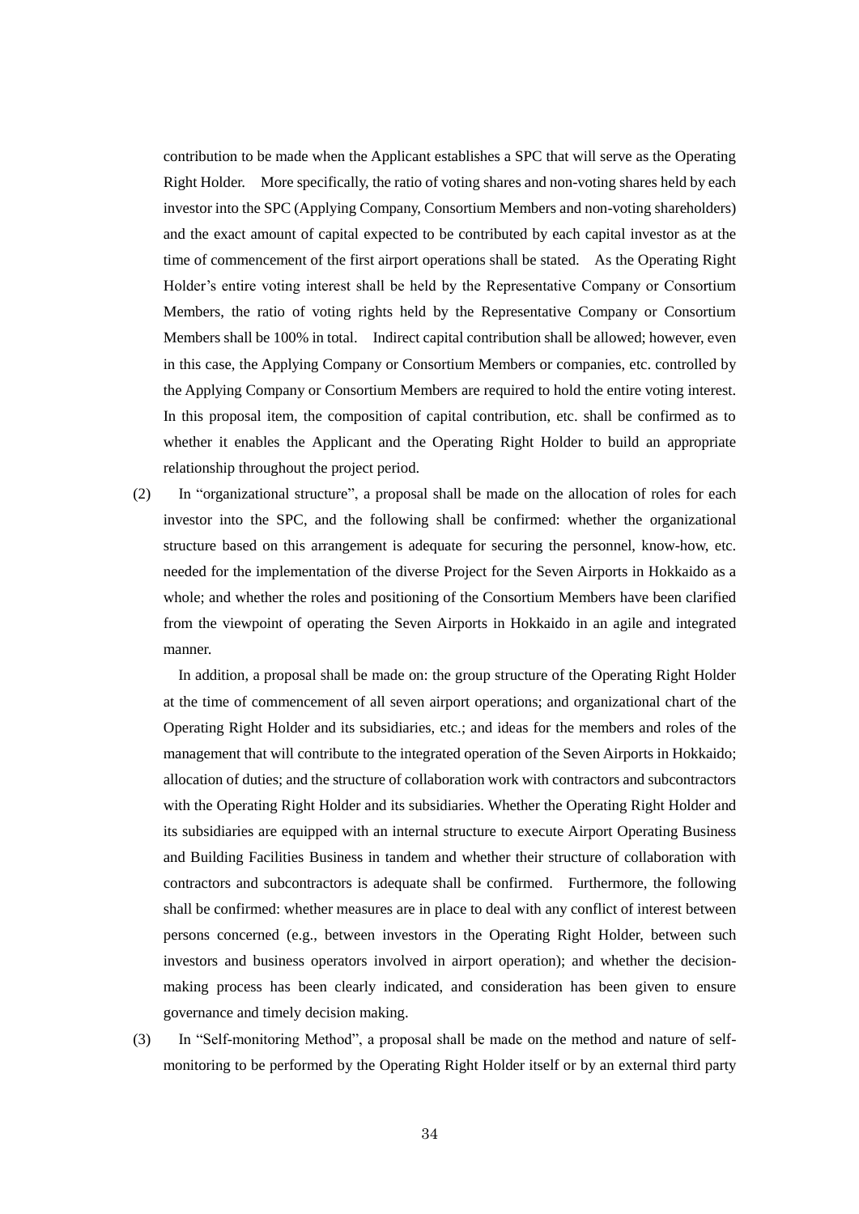contribution to be made when the Applicant establishes a SPC that will serve as the Operating Right Holder. More specifically, the ratio of voting shares and non-voting shares held by each investor into the SPC (Applying Company, Consortium Members and non-voting shareholders) and the exact amount of capital expected to be contributed by each capital investor as at the time of commencement of the first airport operations shall be stated. As the Operating Right Holder's entire voting interest shall be held by the Representative Company or Consortium Members, the ratio of voting rights held by the Representative Company or Consortium Members shall be 100% in total. Indirect capital contribution shall be allowed; however, even in this case, the Applying Company or Consortium Members or companies, etc. controlled by the Applying Company or Consortium Members are required to hold the entire voting interest. In this proposal item, the composition of capital contribution, etc. shall be confirmed as to whether it enables the Applicant and the Operating Right Holder to build an appropriate relationship throughout the project period.

(2) In "organizational structure", a proposal shall be made on the allocation of roles for each investor into the SPC, and the following shall be confirmed: whether the organizational structure based on this arrangement is adequate for securing the personnel, know-how, etc. needed for the implementation of the diverse Project for the Seven Airports in Hokkaido as a whole; and whether the roles and positioning of the Consortium Members have been clarified from the viewpoint of operating the Seven Airports in Hokkaido in an agile and integrated manner.

In addition, a proposal shall be made on: the group structure of the Operating Right Holder at the time of commencement of all seven airport operations; and organizational chart of the Operating Right Holder and its subsidiaries, etc.; and ideas for the members and roles of the management that will contribute to the integrated operation of the Seven Airports in Hokkaido; allocation of duties; and the structure of collaboration work with contractors and subcontractors with the Operating Right Holder and its subsidiaries. Whether the Operating Right Holder and its subsidiaries are equipped with an internal structure to execute Airport Operating Business and Building Facilities Business in tandem and whether their structure of collaboration with contractors and subcontractors is adequate shall be confirmed. Furthermore, the following shall be confirmed: whether measures are in place to deal with any conflict of interest between persons concerned (e.g., between investors in the Operating Right Holder, between such investors and business operators involved in airport operation); and whether the decision-making process has been clearly indicated, and consideration has been given to ensure governance and timely decision making.

(3) In "Self-monitoring Method", a proposal shall be made on the method and nature of self-monitoring to be performed by the Operating Right Holder itself or by an external third party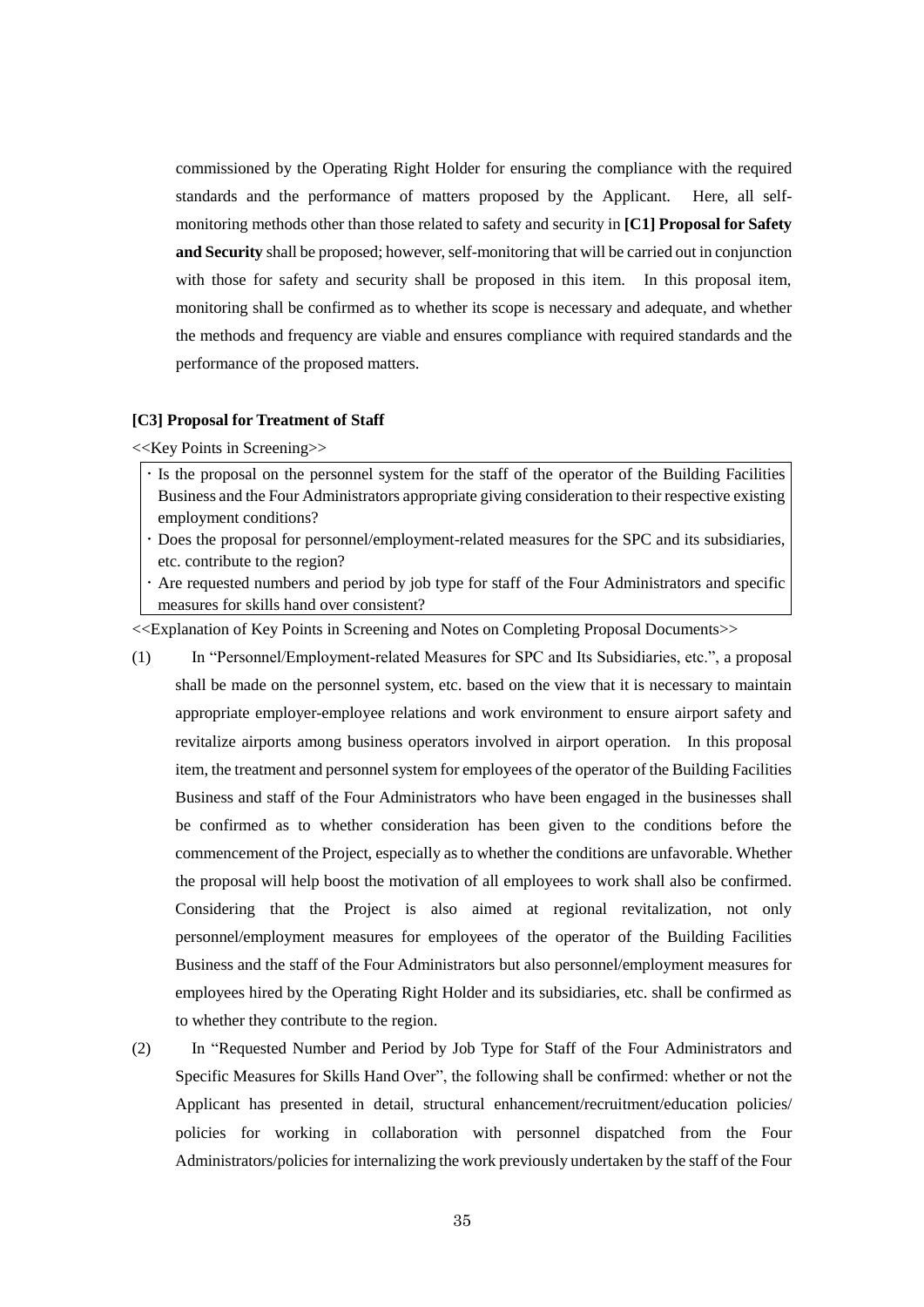commissioned by the Operating Right Holder for ensuring the compliance with the required standards and the performance of matters proposed by the Applicant. Here, all self-monitoring methods other than those related to safety and security in **[C1] Proposal for Safety and Security** shall be proposed; however, self-monitoring that will be carried out in conjunction with those for safety and security shall be proposed in this item. In this proposal item, monitoring shall be confirmed as to whether its scope is necessary and adequate, and whether the methods and frequency are viable and ensures compliance with required standards and the performance of the proposed matters.

### [C3] Proposal for Treatment of Staff

<<Key Points in Screening>>

- Is the proposal on the personnel system for the staff of the operator of the Building Facilities Business and the Four Administrators appropriate giving consideration to their respective existing employment conditions?
- Does the proposal for personnel/employment-related measures for the SPC and its subsidiaries, etc. contribute to the region?
- Are requested numbers and period by job type for staff of the Four Administrators and specific measures for skills hand over consistent?

<<Explanation of Key Points in Screening and Notes on Completing Proposal Documents>>

(1) In "Personnel/Employment-related Measures for SPC and Its Subsidiaries, etc.", a proposal shall be made on the personnel system, etc. based on the view that it is necessary to maintain appropriate employer-employee relations and work environment to ensure airport safety and revitalize airports among business operators involved in airport operation. In this proposal item, the treatment and personnel system for employees of the operator of the Building Facilities Business and staff of the Four Administrators who have been engaged in the businesses shall be confirmed as to whether consideration has been given to the conditions before the commencement of the Project, especially as to whether the conditions are unfavorable. Whether the proposal will help boost the motivation of all employees to work shall also be confirmed. Considering that the Project is also aimed at regional revitalization, not only personnel/employment measures for employees of the operator of the Building Facilities Business and the staff of the Four Administrators but also personnel/employment measures for employees hired by the Operating Right Holder and its subsidiaries, etc. shall be confirmed as to whether they contribute to the region.

(2) In "Requested Number and Period by Job Type for Staff of the Four Administrators and Specific Measures for Skills Hand Over", the following shall be confirmed: whether or not the Applicant has presented in detail, structural enhancement/recruitment/education policies/ policies for working in collaboration with personnel dispatched from the Four Administrators/policies for internalizing the work previously undertaken by the staff of the Four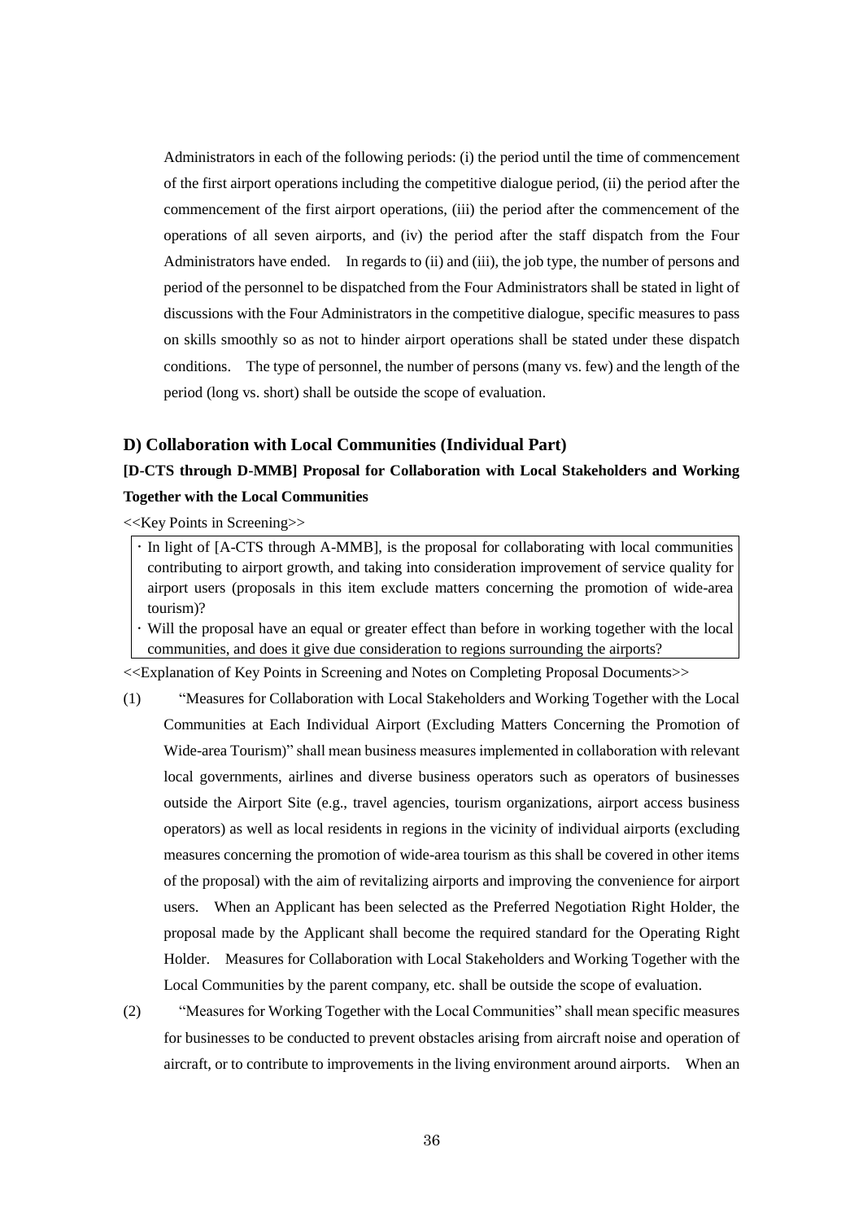Administrators in each of the following periods: (i) the period until the time of commencement of the first airport operations including the competitive dialogue period, (ii) the period after the commencement of the first airport operations, (iii) the period after the commencement of the operations of all seven airports, and (iv) the period after the staff dispatch from the Four Administrators have ended. In regards to (ii) and (iii), the job type, the number of persons and period of the personnel to be dispatched from the Four Administrators shall be stated in light of discussions with the Four Administrators in the competitive dialogue, specific measures to pass on skills smoothly so as not to hinder airport operations shall be stated under these dispatch conditions. The type of personnel, the number of persons (many vs. few) and the length of the period (long vs. short) shall be outside the scope of evaluation.

### D) Collaboration with Local Communities (Individual Part)

**[D-CTS through D-MMB] Proposal for Collaboration with Local Stakeholders and Working Together with the Local Communities**

<<Key Points in Screening>>

- In light of [A-CTS through A-MMB], is the proposal for collaborating with local communities contributing to airport growth, and taking into consideration improvement of service quality for airport users (proposals in this item exclude matters concerning the promotion of wide-area tourism)?
- Will the proposal have an equal or greater effect than before in working together with the local communities, and does it give due consideration to regions surrounding the airports?

<<Explanation of Key Points in Screening and Notes on Completing Proposal Documents>>

(1) "Measures for Collaboration with Local Stakeholders and Working Together with the Local Communities at Each Individual Airport (Excluding Matters Concerning the Promotion of Wide-area Tourism)" shall mean business measures implemented in collaboration with relevant local governments, airlines and diverse business operators such as operators of businesses outside the Airport Site (e.g., travel agencies, tourism organizations, airport access business operators) as well as local residents in regions in the vicinity of individual airports (excluding measures concerning the promotion of wide-area tourism as this shall be covered in other items of the proposal) with the aim of revitalizing airports and improving the convenience for airport users. When an Applicant has been selected as the Preferred Negotiation Right Holder, the proposal made by the Applicant shall become the required standard for the Operating Right Holder. Measures for Collaboration with Local Stakeholders and Working Together with the Local Communities by the parent company, etc. shall be outside the scope of evaluation.

(2) "Measures for Working Together with the Local Communities" shall mean specific measures for businesses to be conducted to prevent obstacles arising from aircraft noise and operation of aircraft, or to contribute to improvements in the living environment around airports. When an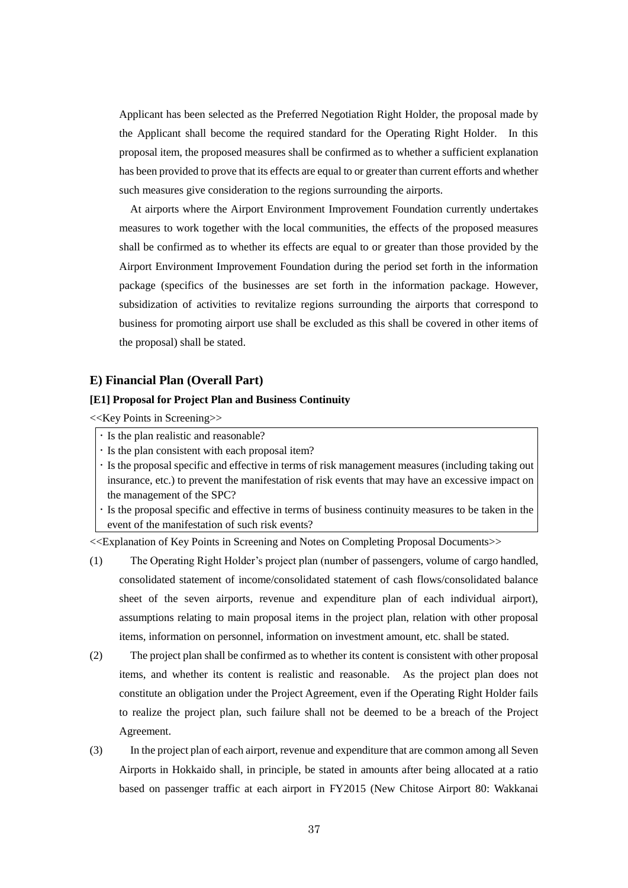Applicant has been selected as the Preferred Negotiation Right Holder, the proposal made by the Applicant shall become the required standard for the Operating Right Holder. In this proposal item, the proposed measures shall be confirmed as to whether a sufficient explanation has been provided to prove that its effects are equal to or greater than current efforts and whether such measures give consideration to the regions surrounding the airports.

At airports where the Airport Environment Improvement Foundation currently undertakes measures to work together with the local communities, the effects of the proposed measures shall be confirmed as to whether its effects are equal to or greater than those provided by the Airport Environment Improvement Foundation during the period set forth in the information package (specifics of the businesses are set forth in the information package. However, subsidization of activities to revitalize regions surrounding the airports that correspond to business for promoting airport use shall be excluded as this shall be covered in other items of the proposal) shall be stated.

## E) Financial Plan (Overall Part)

### [E1] Proposal for Project Plan and Business Continuity

<<Key Points in Screening>>

- Is the plan realistic and reasonable?
- Is the plan consistent with each proposal item?
- Is the proposal specific and effective in terms of risk management measures (including taking out insurance, etc.) to prevent the manifestation of risk events that may have an excessive impact on the management of the SPC?
- Is the proposal specific and effective in terms of business continuity measures to be taken in the event of the manifestation of such risk events?

<<Explanation of Key Points in Screening and Notes on Completing Proposal Documents>>

(1) The Operating Right Holder's project plan (number of passengers, volume of cargo handled, consolidated statement of income/consolidated statement of cash flows/consolidated balance sheet of the seven airports, revenue and expenditure plan of each individual airport), assumptions relating to main proposal items in the project plan, relation with other proposal items, information on personnel, information on investment amount, etc. shall be stated.

(2) The project plan shall be confirmed as to whether its content is consistent with other proposal items, and whether its content is realistic and reasonable. As the project plan does not constitute an obligation under the Project Agreement, even if the Operating Right Holder fails to realize the project plan, such failure shall not be deemed to be a breach of the Project Agreement.

(3) In the project plan of each airport, revenue and expenditure that are common among all Seven Airports in Hokkaido shall, in principle, be stated in amounts after being allocated at a ratio based on passenger traffic at each airport in FY2015 (New Chitose Airport 80: Wakkanai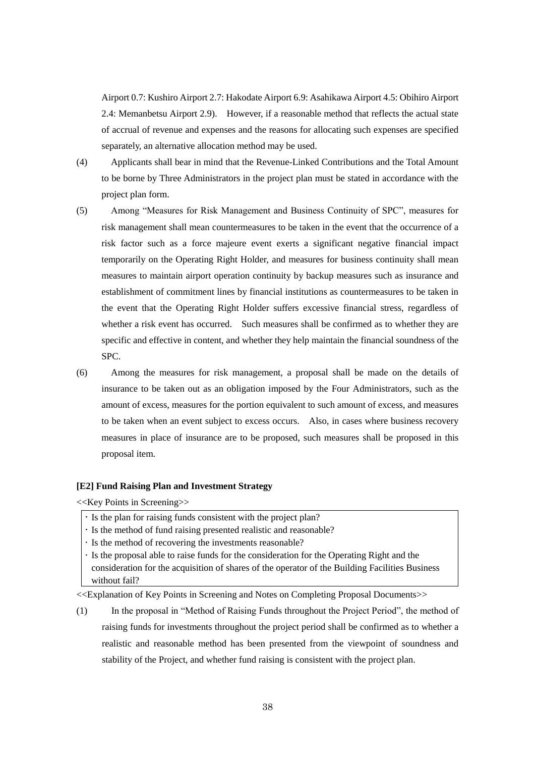Airport 0.7: Kushiro Airport 2.7: Hakodate Airport 6.9: Asahikawa Airport 4.5: Obihiro Airport 2.4: Memanbetsu Airport 2.9). However, if a reasonable method that reflects the actual state of accrual of revenue and expenses and the reasons for allocating such expenses are specified separately, an alternative allocation method may be used.

(4) Applicants shall bear in mind that the Revenue-Linked Contributions and the Total Amount to be borne by Three Administrators in the project plan must be stated in accordance with the project plan form.

(5) Among "Measures for Risk Management and Business Continuity of SPC", measures for risk management shall mean countermeasures to be taken in the event that the occurrence of a risk factor such as a force majeure event exerts a significant negative financial impact temporarily on the Operating Right Holder, and measures for business continuity shall mean measures to maintain airport operation continuity by backup measures such as insurance and establishment of commitment lines by financial institutions as countermeasures to be taken in the event that the Operating Right Holder suffers excessive financial stress, regardless of whether a risk event has occurred. Such measures shall be confirmed as to whether they are specific and effective in content, and whether they help maintain the financial soundness of the SPC.

(6) Among the measures for risk management, a proposal shall be made on the details of insurance to be taken out as an obligation imposed by the Four Administrators, such as the amount of excess, measures for the portion equivalent to such amount of excess, and measures to be taken when an event subject to excess occurs. Also, in cases where business recovery measures in place of insurance are to be proposed, such measures shall be proposed in this proposal item.

**[E2] Fund Raising Plan and Investment Strategy**

<<Key Points in Screening>>

- Is the plan for raising funds consistent with the project plan?
- Is the method of fund raising presented realistic and reasonable?
- Is the method of recovering the investments reasonable?
- Is the proposal able to raise funds for the consideration for the Operating Right and the consideration for the acquisition of shares of the operator of the Building Facilities Business without fail?

<<Explanation of Key Points in Screening and Notes on Completing Proposal Documents>>

(1) In the proposal in "Method of Raising Funds throughout the Project Period", the method of raising funds for investments throughout the project period shall be confirmed as to whether a realistic and reasonable method has been presented from the viewpoint of soundness and stability of the Project, and whether fund raising is consistent with the project plan.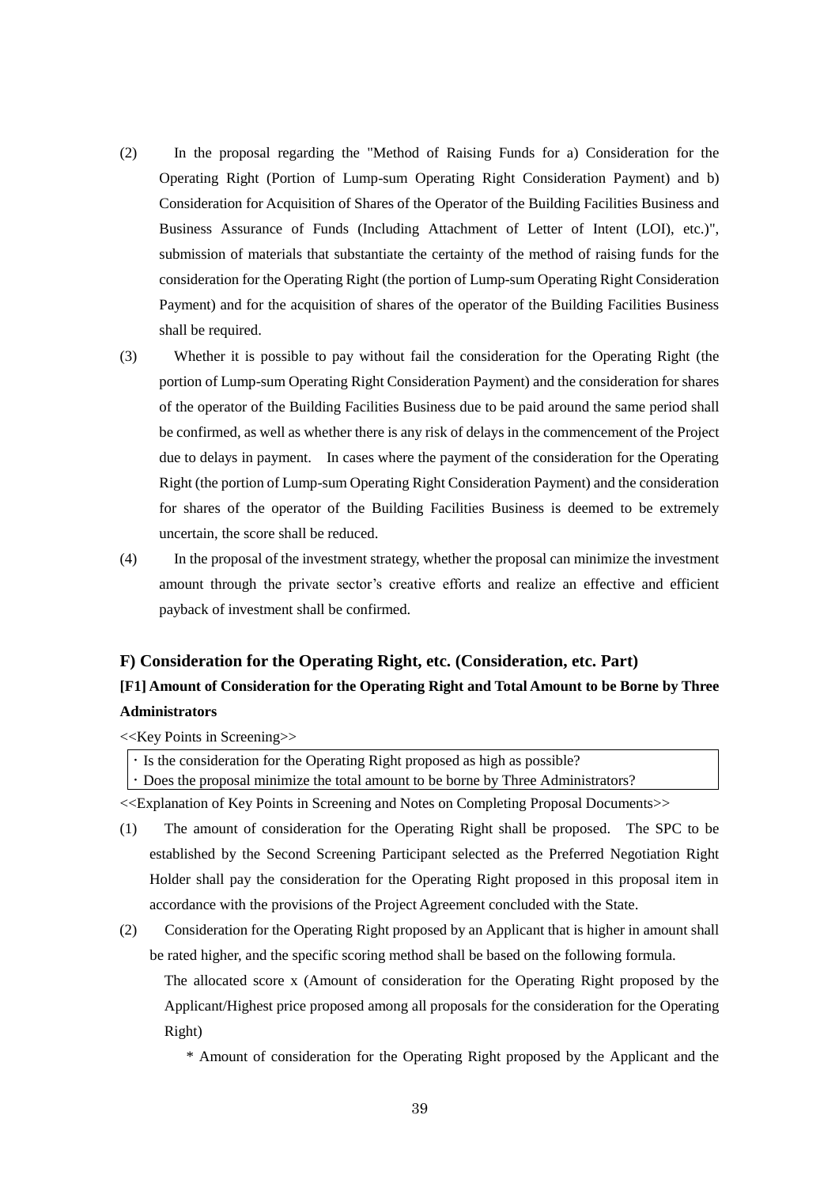(2) In the proposal regarding the "Method of Raising Funds for a) Consideration for the Operating Right (Portion of Lump-sum Operating Right Consideration Payment) and b) Consideration for Acquisition of Shares of the Operator of the Building Facilities Business and Business Assurance of Funds (Including Attachment of Letter of Intent (LOI), etc.)", submission of materials that substantiate the certainty of the method of raising funds for the consideration for the Operating Right (the portion of Lump-sum Operating Right Consideration Payment) and for the acquisition of shares of the operator of the Building Facilities Business shall be required.

(3) Whether it is possible to pay without fail the consideration for the Operating Right (the portion of Lump-sum Operating Right Consideration Payment) and the consideration for shares of the operator of the Building Facilities Business due to be paid around the same period shall be confirmed, as well as whether there is any risk of delays in the commencement of the Project due to delays in payment. In cases where the payment of the consideration for the Operating Right (the portion of Lump-sum Operating Right Consideration Payment) and the consideration for shares of the operator of the Building Facilities Business is deemed to be extremely uncertain, the score shall be reduced.

(4) In the proposal of the investment strategy, whether the proposal can minimize the investment amount through the private sector's creative efforts and realize an effective and efficient payback of investment shall be confirmed.

### F) Consideration for the Operating Right, etc. (Consideration, etc. Part)

#### [F1] Amount of Consideration for the Operating Right and Total Amount to be Borne by Three Administrators

<<Key Points in Screening>>

| ・Is the consideration for the Operating Right proposed as high as possible?<br>・Does the proposal minimize the total amount to be borne by Three Administrators? |
|---|

<<Explanation of Key Points in Screening and Notes on Completing Proposal Documents>>

(1) The amount of consideration for the Operating Right shall be proposed. The SPC to be established by the Second Screening Participant selected as the Preferred Negotiation Right Holder shall pay the consideration for the Operating Right proposed in this proposal item in accordance with the provisions of the Project Agreement concluded with the State.

(2) Consideration for the Operating Right proposed by an Applicant that is higher in amount shall be rated higher, and the specific scoring method shall be based on the following formula.

The allocated score x (Amount of consideration for the Operating Right proposed by the Applicant/Highest price proposed among all proposals for the consideration for the Operating Right)

* Amount of consideration for the Operating Right proposed by the Applicant and the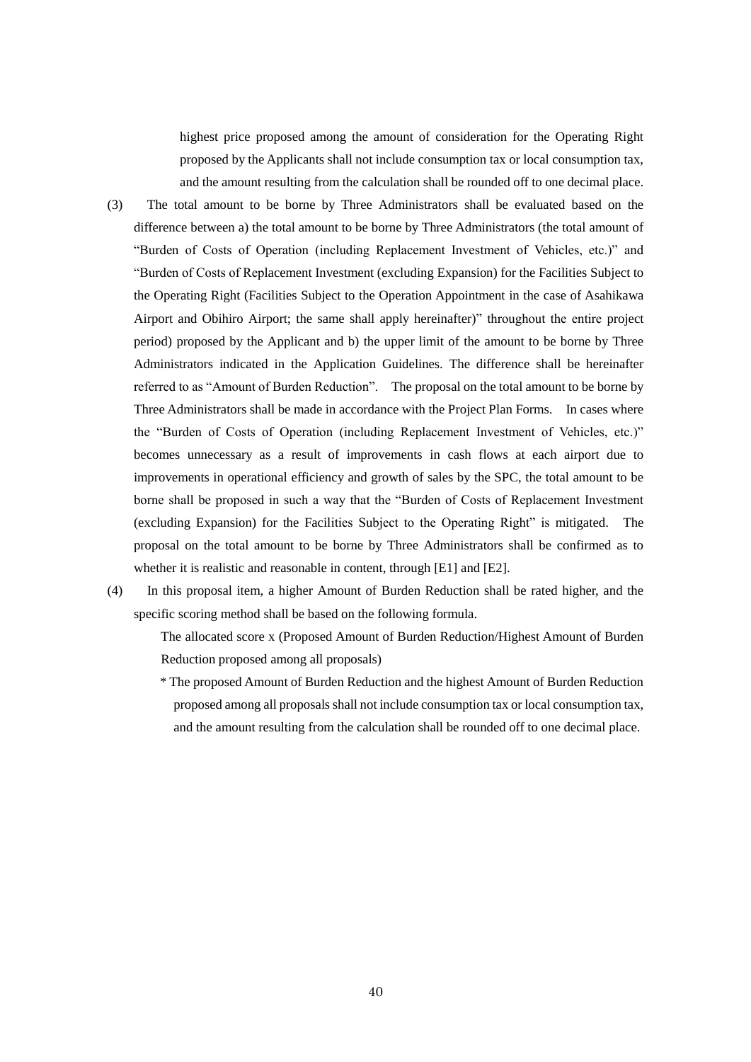highest price proposed among the amount of consideration for the Operating Right proposed by the Applicants shall not include consumption tax or local consumption tax, and the amount resulting from the calculation shall be rounded off to one decimal place.

(3) The total amount to be borne by Three Administrators shall be evaluated based on the difference between a) the total amount to be borne by Three Administrators (the total amount of "Burden of Costs of Operation (including Replacement Investment of Vehicles, etc.)" and "Burden of Costs of Replacement Investment (excluding Expansion) for the Facilities Subject to the Operating Right (Facilities Subject to the Operation Appointment in the case of Asahikawa Airport and Obihiro Airport; the same shall apply hereinafter)" throughout the entire project period) proposed by the Applicant and b) the upper limit of the amount to be borne by Three Administrators indicated in the Application Guidelines. The difference shall be hereinafter referred to as "Amount of Burden Reduction". The proposal on the total amount to be borne by Three Administrators shall be made in accordance with the Project Plan Forms. In cases where the "Burden of Costs of Operation (including Replacement Investment of Vehicles, etc.)" becomes unnecessary as a result of improvements in cash flows at each airport due to improvements in operational efficiency and growth of sales by the SPC, the total amount to be borne shall be proposed in such a way that the "Burden of Costs of Replacement Investment (excluding Expansion) for the Facilities Subject to the Operating Right" is mitigated. The proposal on the total amount to be borne by Three Administrators shall be confirmed as to whether it is realistic and reasonable in content, through [E1] and [E2].

(4) In this proposal item, a higher Amount of Burden Reduction shall be rated higher, and the specific scoring method shall be based on the following formula.

The allocated score x (Proposed Amount of Burden Reduction/Highest Amount of Burden Reduction proposed among all proposals)

\* The proposed Amount of Burden Reduction and the highest Amount of Burden Reduction proposed among all proposals shall not include consumption tax or local consumption tax, and the amount resulting from the calculation shall be rounded off to one decimal place.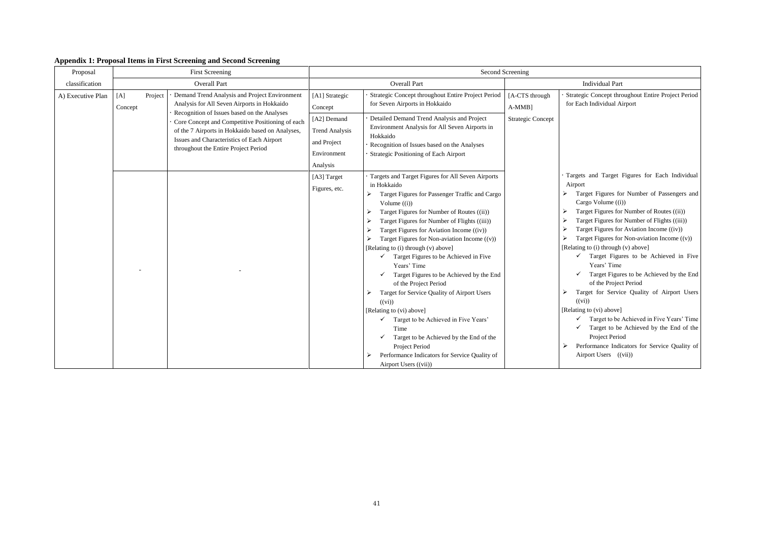**Appendix 1: Proposal Items in First Screening and Second Screening**

| Proposal classification | First Screening | | Second Screening | | | |
|---|---|---|---|---|---|---|
| | Overall Part | | Overall Part | | Individual Part | |
| A) Executive Plan | [A] Project Concept | · Demand Trend Analysis and Project Environment Analysis for All Seven Airports in Hokkaido<br>· Recognition of Issues based on the Analyses<br>· Core Concept and Competitive Positioning of each of the 7 Airports in Hokkaido based on Analyses, Issues and Characteristics of Each Airport throughout the Entire Project Period | [A1] Strategic Concept | · Strategic Concept throughout Entire Project Period for Seven Airports in Hokkaido | [A-CTS through A-MMB] Strategic Concept | · Strategic Concept throughout Entire Project Period for Each Individual Airport |
| | | | [A2] Demand Trend Analysis and Project Environment Analysis | · Detailed Demand Trend Analysis and Project Environment Analysis for All Seven Airports in Hokkaido<br>· Recognition of Issues based on the Analyses<br>· Strategic Positioning of Each Airport | | |
| | - | - | [A3] Target Figures, etc. | · Targets and Target Figures for All Seven Airports in Hokkaido<br>➢ Target Figures for Passenger Traffic and Cargo Volume ((i))<br>➢ Target Figures for Number of Routes ((ii))<br>➢ Target Figures for Number of Flights ((iii))<br>➢ Target Figures for Aviation Income ((iv))<br>➢ Target Figures for Non-aviation Income ((v))<br>[Relating to (i) through (v) above]<br>✓ Target Figures to be Achieved in Five Years' Time<br>✓ Target Figures to be Achieved by the End of the Project Period<br>➢ Target for Service Quality of Airport Users ((vi))<br>[Relating to (vi) above]<br>✓ Target to be Achieved in Five Years' Time<br>✓ Target to be Achieved by the End of the Project Period<br>➢ Performance Indicators for Service Quality of Airport Users ((vii)) | | · Targets and Target Figures for Each Individual Airport<br>➢ Target Figures for Number of Passengers and Cargo Volume ((i))<br>➢ Target Figures for Number of Routes ((ii))<br>➢ Target Figures for Number of Flights ((iii))<br>➢ Target Figures for Aviation Income ((iv))<br>➢ Target Figures for Non-aviation Income ((v))<br>[Relating to (i) through (v) above]<br>✓ Target Figures to be Achieved in Five Years' Time<br>✓ Target Figures to be Achieved by the End of the Project Period<br>➢ Target for Service Quality of Airport Users ((vi))<br>[Relating to (vi) above]<br>✓ Target to be Achieved in Five Years' Time<br>✓ Target to be Achieved by the End of the Project Period<br>➢ Performance Indicators for Service Quality of Airport Users ((vii)) |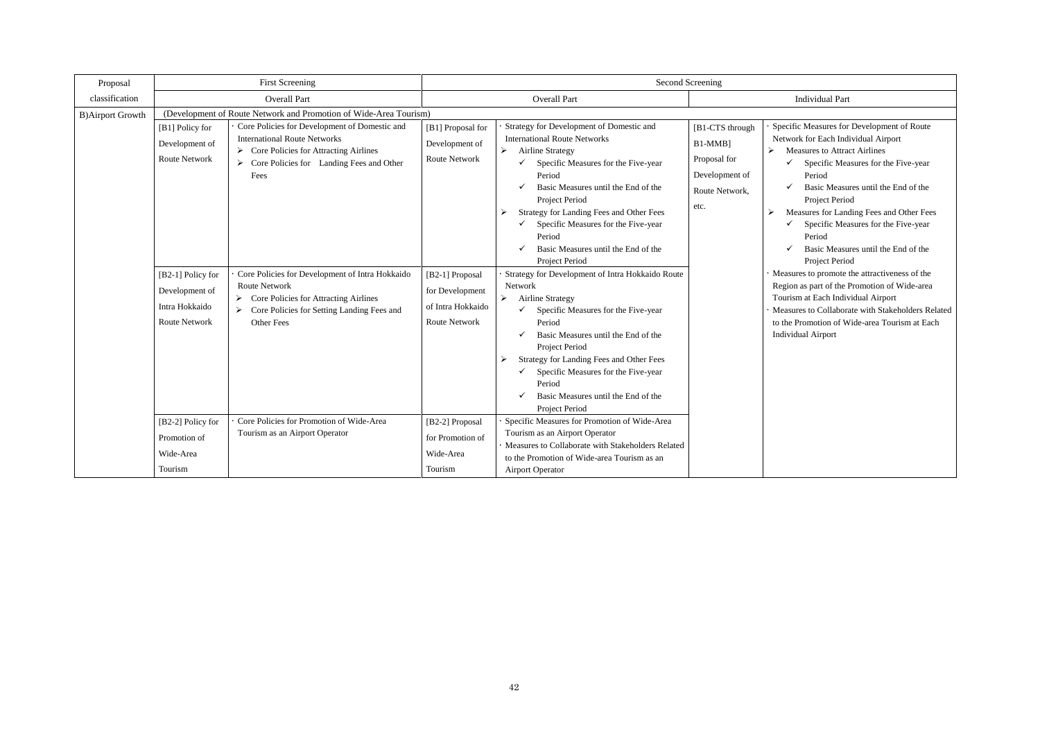| Proposal classification | First Screening | | Second Screening | | | |
|---|---|---|---|---|---|---|
| | Overall Part | | Overall Part | | Individual Part | |
| B)Airport Growth | (Development of Route Network and Promotion of Wide-Area Tourism) | | | | | |
| | [B1] Policy for Development of Route Network | · Core Policies for Development of Domestic and International Route Networks<br>➢ Core Policies for Attracting Airlines<br>➢ Core Policies for Landing Fees and Other Fees | [B1] Proposal for Development of Route Network | · Strategy for Development of Domestic and International Route Networks<br>➢ Airline Strategy<br>✓ Specific Measures for the Five-year Period<br>✓ Basic Measures until the End of the Project Period<br>➢ Strategy for Landing Fees and Other Fees<br>✓ Specific Measures for the Five-year Period<br>✓ Basic Measures until the End of the Project Period | [B1-CTS through B1-MMB] Proposal for Development of Route Network, etc. | · Specific Measures for Development of Route Network for Each Individual Airport<br>➢ Measures to Attract Airlines<br>✓ Specific Measures for the Five-year Period<br>✓ Basic Measures until the End of the Project Period<br>➢ Measures for Landing Fees and Other Fees<br>✓ Specific Measures for the Five-year Period<br>✓ Basic Measures until the End of the Project Period<br>· Measures to promote the attractiveness of the Region as part of the Promotion of Wide-area Tourism at Each Individual Airport<br>· Measures to Collaborate with Stakeholders Related to the Promotion of Wide-area Tourism at Each Individual Airport |
| | [B2-1] Policy for Development of Intra Hokkaido Route Network | · Core Policies for Development of Intra Hokkaido Route Network<br>➢ Core Policies for Attracting Airlines<br>➢ Core Policies for Setting Landing Fees and Other Fees | [B2-1] Proposal for Development of Intra Hokkaido Route Network | · Strategy for Development of Intra Hokkaido Route Network<br>➢ Airline Strategy<br>✓ Specific Measures for the Five-year Period<br>✓ Basic Measures until the End of the Project Period<br>➢ Strategy for Landing Fees and Other Fees<br>✓ Specific Measures for the Five-year Period<br>✓ Basic Measures until the End of the Project Period | | |
| | [B2-2] Policy for Promotion of Wide-Area Tourism | · Core Policies for Promotion of Wide-Area Tourism as an Airport Operator | [B2-2] Proposal for Promotion of Wide-Area Tourism | · Specific Measures for Promotion of Wide-Area Tourism as an Airport Operator<br>· Measures to Collaborate with Stakeholders Related to the Promotion of Wide-area Tourism as an Airport Operator | | |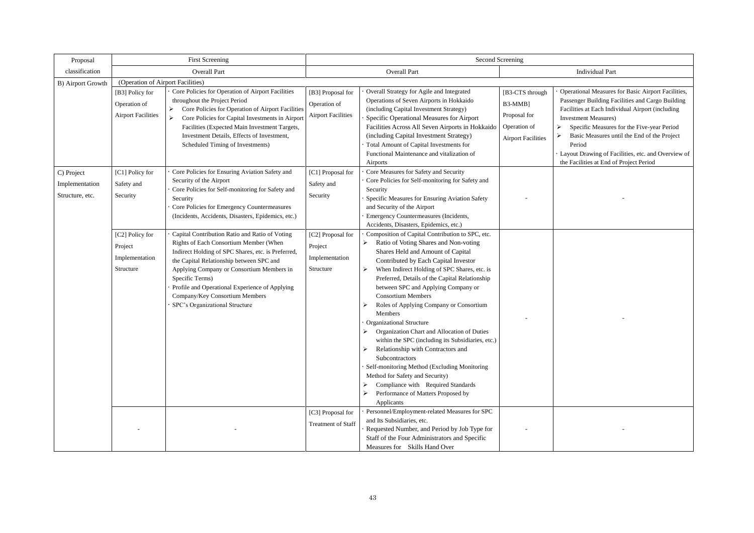| Proposal classification | First Screening | | Second Screening | | | |
|---|---|---|---|---|---|---|
| | Overall Part | | Overall Part | | Individual Part | |
| B) Airport Growth | (Operation of Airport Facilities) | | | | | |
| | [B3] Policy for Operation of Airport Facilities | · Core Policies for Operation of Airport Facilities throughout the Project Period<br>➢ Core Policies for Operation of Airport Facilities<br>➢ Core Policies for Capital Investments in Airport Facilities (Expected Main Investment Targets, Investment Details, Effects of Investment, Scheduled Timing of Investments) | [B3] Proposal for Operation of Airport Facilities | · Overall Strategy for Agile and Integrated Operations of Seven Airports in Hokkaido (including Capital Investment Strategy)<br>· Specific Operational Measures for Airport Facilities Across All Seven Airports in Hokkaido (including Capital Investment Strategy)<br>· Total Amount of Capital Investments for Functional Maintenance and vitalization of Airports | [B3-CTS through B3-MMB] Proposal for Operation of Airport Facilities | · Operational Measures for Basic Airport Facilities, Passenger Building Facilities and Cargo Building Facilities at Each Individual Airport (including Investment Measures)<br>➢ Specific Measures for the Five-year Period<br>➢ Basic Measures until the End of the Project Period<br>· Layout Drawing of Facilities, etc. and Overview of the Facilities at End of Project Period |
| C) Project Implementation Structure, etc. | [C1] Policy for Safety and Security | · Core Policies for Ensuring Aviation Safety and Security of the Airport<br>· Core Policies for Self-monitoring for Safety and Security<br>· Core Policies for Emergency Countermeasures (Incidents, Accidents, Disasters, Epidemics, etc.) | [C1] Proposal for Safety and Security | · Core Measures for Safety and Security<br>· Core Policies for Self-monitoring for Safety and Security<br>· Specific Measures for Ensuring Aviation Safety and Security of the Airport<br>· Emergency Countermeasures (Incidents, Accidents, Disasters, Epidemics, etc.) | - | - |
| | [C2] Policy for Project Implementation Structure | · Capital Contribution Ratio and Ratio of Voting Rights of Each Consortium Member (When Indirect Holding of SPC Shares, etc. is Preferred, the Capital Relationship between SPC and Applying Company or Consortium Members in Specific Terms)<br>· Profile and Operational Experience of Applying Company/Key Consortium Members<br>· SPC's Organizational Structure | [C2] Proposal for Project Implementation Structure | · Composition of Capital Contribution to SPC, etc.<br>➢ Ratio of Voting Shares and Non-voting Shares Held and Amount of Capital Contributed by Each Capital Investor<br>➢ When Indirect Holding of SPC Shares, etc. is Preferred, Details of the Capital Relationship between SPC and Applying Company or Consortium Members<br>➢ Roles of Applying Company or Consortium Members<br>· Organizational Structure<br>➢ Organization Chart and Allocation of Duties within the SPC (including its Subsidiaries, etc.)<br>➢ Relationship with Contractors and Subcontractors<br>· Self-monitoring Method (Excluding Monitoring Method for Safety and Security)<br>➢ Compliance with Required Standards<br>➢ Performance of Matters Proposed by Applicants | - | - |
| | - | - | [C3] Proposal for Treatment of Staff | · Personnel/Employment-related Measures for SPC and Its Subsidiaries, etc.<br>· Requested Number, and Period by Job Type for Staff of the Four Administrators and Specific Measures for Skills Hand Over | - | - |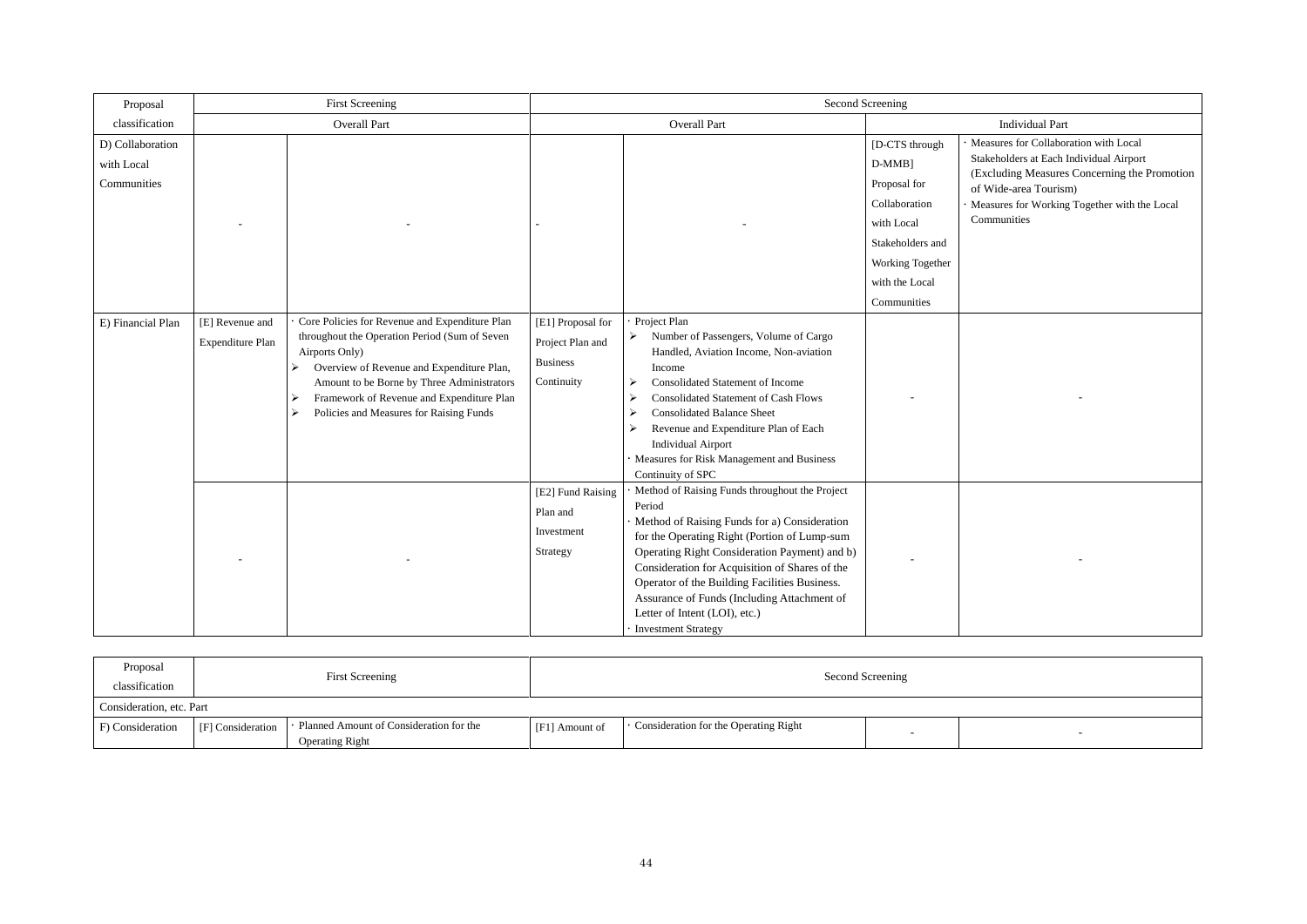| Proposal classification | First Screening | | Second Screening | | | |
|---|---|---|---|---|---|---|
| | Overall Part | | Overall Part | | Individual Part | |
| D) Collaboration with Local Communities | - | - | - | - | [D-CTS through D-MMB] Proposal for Collaboration with Local Stakeholders and Working Together with the Local Communities | · Measures for Collaboration with Local Stakeholders at Each Individual Airport (Excluding Measures Concerning the Promotion of Wide-area Tourism)<br>· Measures for Working Together with the Local Communities |
| E) Financial Plan | [E] Revenue and Expenditure Plan | · Core Policies for Revenue and Expenditure Plan throughout the Operation Period (Sum of Seven Airports Only)<br>➢ Overview of Revenue and Expenditure Plan, Amount to be Borne by Three Administrators<br>➢ Framework of Revenue and Expenditure Plan<br>➢ Policies and Measures for Raising Funds | [E1] Proposal for Project Plan and Business Continuity | · Project Plan<br>➢ Number of Passengers, Volume of Cargo Handled, Aviation Income, Non-aviation Income<br>➢ Consolidated Statement of Income<br>➢ Consolidated Statement of Cash Flows<br>➢ Consolidated Balance Sheet<br>➢ Revenue and Expenditure Plan of Each Individual Airport<br>· Measures for Risk Management and Business Continuity of SPC | - | - |
| | - | - | [E2] Fund Raising Plan and Investment Strategy | · Method of Raising Funds throughout the Project Period<br>· Method of Raising Funds for a) Consideration for the Operating Right (Portion of Lump-sum Operating Right Consideration Payment) and b) Consideration for Acquisition of Shares of the Operator of the Building Facilities Business. Assurance of Funds (Including Attachment of Letter of Intent (LOI), etc.)<br>· Investment Strategy | - | - |

| Proposal classification | First Screening | | Second Screening | | | |
|---|---|---|---|---|---|---|
| Consideration, etc. Part | | | | | | |
| F) Consideration | [F] Consideration | · Planned Amount of Consideration for the Operating Right | [F1] Amount of | · Consideration for the Operating Right | - | - |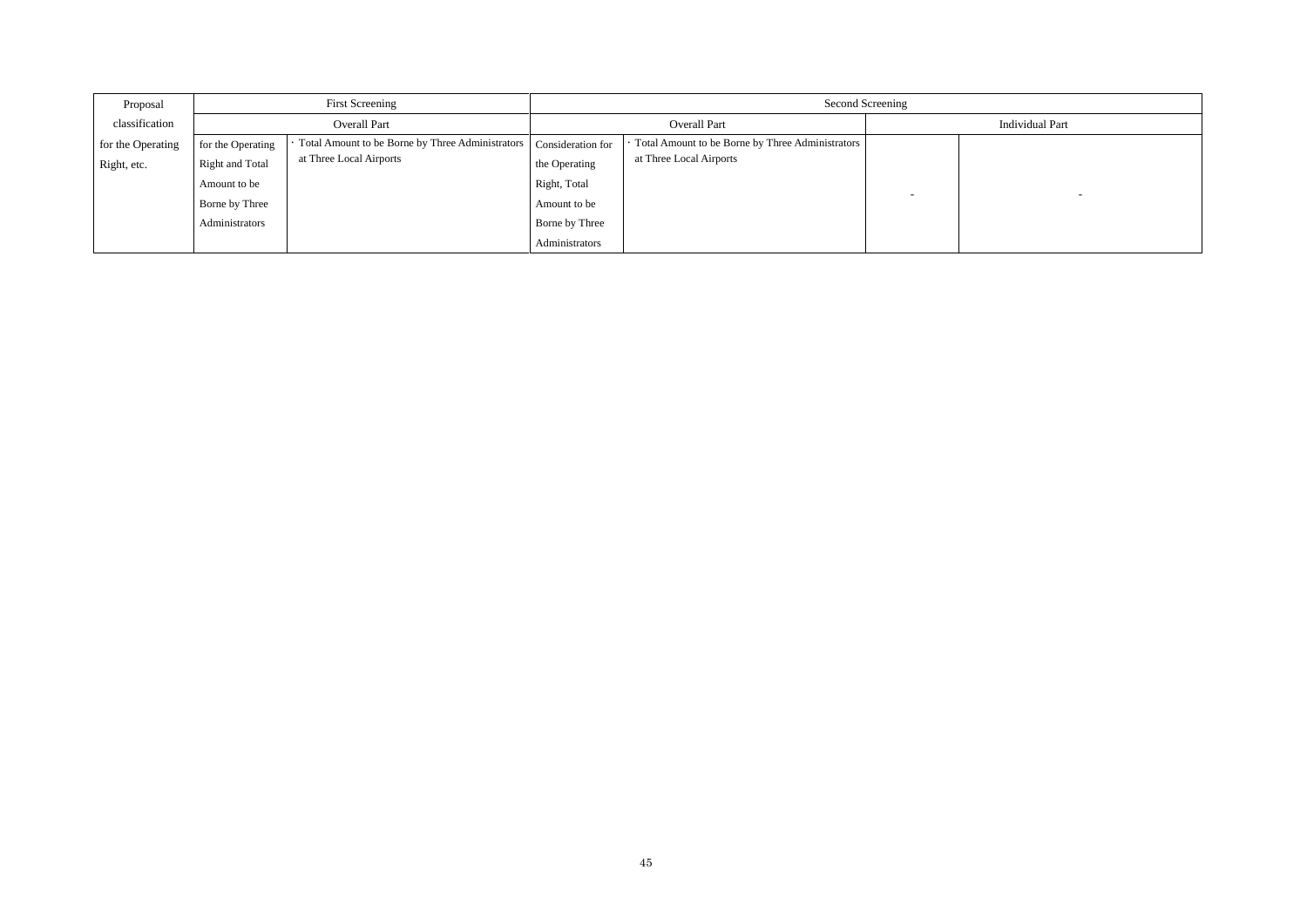| Proposal classification | First Screening | | Second Screening | | | |
|---|---|---|---|---|---|---|
| | Overall Part | | Overall Part | | Individual Part | |
| for the Operating Right, etc. | for the Operating Right and Total Amount to be Borne by Three Administrators | · Total Amount to be Borne by Three Administrators at Three Local Airports | Consideration for the Operating Right, Total Amount to be Borne by Three Administrators | · Total Amount to be Borne by Three Administrators at Three Local Airports | - | - |